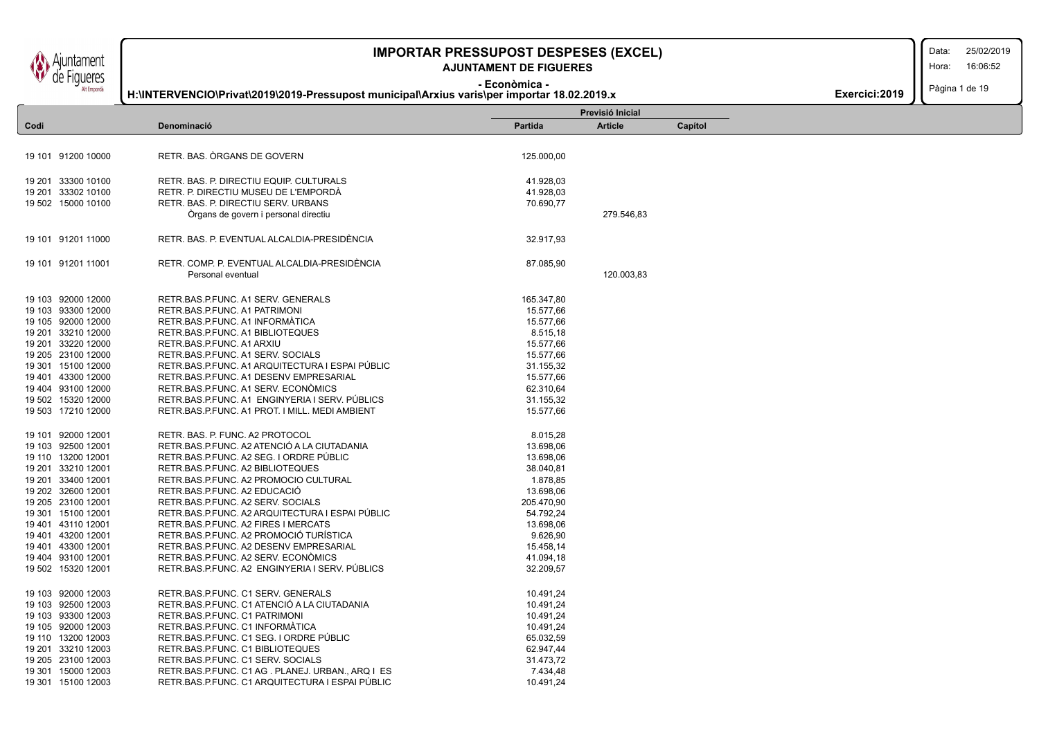# IMPORTAR PRESSUPOST DESPESES (EXCEL)

## AJUNTAMENT DE FIGUERES

**- Econòmica -**

**H:\INTERVENCIO\Privat\2019\2019-Pressupost municipal\Arxius varis\per importar 18.02.2019.x**

**Exercici:2019**

Data: 25/02/2019
Hora: 16:06:52

| Codi | Denominació | Previsió Inicial Partida | Article | Capítol |
|---|---|---|---|---|
| 19 101 91200 10000 | RETR. BAS. ÒRGANS DE GOVERN | 125.000,00 | | |
| 19 201 33300 10100 | RETR. BAS. P. DIRECTIU EQUIP. CULTURALS | 41.928,03 | | |
| 19 201 33302 10100 | RETR. P. DIRECTIU MUSEU DE L'EMPORDÀ | 41.928,03 | | |
| 19 502 15000 10100 | RETR. BAS. P. DIRECTIU SERV. URBANS | 70.690,77 | | |
| | Òrgans de govern i personal directiu | | 279.546,83 | |
| 19 101 91201 11000 | RETR. BAS. P. EVENTUAL ALCALDIA-PRESIDÈNCIA | 32.917,93 | | |
| 19 101 91201 11001 | RETR. COMP. P. EVENTUAL ALCALDIA-PRESIDÈNCIA | 87.085,90 | | |
| | Personal eventual | | 120.003,83 | |
| 19 103 92000 12000 | RETR.BAS.P.FUNC. A1 SERV. GENERALS | 165.347,80 | | |
| 19 103 93300 12000 | RETR.BAS.P.FUNC. A1 PATRIMONI | 15.577,66 | | |
| 19 105 92000 12000 | RETR.BAS.P.FUNC. A1 INFORMÀTICA | 15.577,66 | | |
| 19 201 33210 12000 | RETR.BAS.P.FUNC. A1 BIBLIOTEQUES | 8.515,18 | | |
| 19 201 33220 12000 | RETR.BAS.P.FUNC. A1 ARXIU | 15.577,66 | | |
| 19 205 23100 12000 | RETR.BAS.P.FUNC. A1 SERV. SOCIALS | 15.577,66 | | |
| 19 301 15100 12000 | RETR.BAS.P.FUNC. A1 ARQUITECTURA I ESPAI PÚBLIC | 31.155,32 | | |
| 19 401 43300 12000 | RETR.BAS.P.FUNC. A1 DESENV EMPRESARIAL | 15.577,66 | | |
| 19 404 93100 12000 | RETR.BAS.P.FUNC. A1 SERV. ECONÒMICS | 62.310,64 | | |
| 19 502 15320 12000 | RETR.BAS.P.FUNC. A1 ENGINYERIA I SERV. PÚBLICS | 31.155,32 | | |
| 19 503 17210 12000 | RETR.BAS.P.FUNC. A1 PROT. I MILL. MEDI AMBIENT | 15.577,66 | | |
| 19 101 92000 12001 | RETR. BAS. P. FUNC. A2 PROTOCOL | 8.015,28 | | |
| 19 103 92500 12001 | RETR.BAS.P.FUNC. A2 ATENCIÓ A LA CIUTADANIA | 13.698,06 | | |
| 19 110 13200 12001 | RETR.BAS.P.FUNC. A2 SEG. I ORDRE PÚBLIC | 13.698,06 | | |
| 19 201 33210 12001 | RETR.BAS.P.FUNC. A2 BIBLIOTEQUES | 38.040,81 | | |
| 19 201 33400 12001 | RETR.BAS.P.FUNC. A2 PROMOCIO CULTURAL | 1.878,85 | | |
| 19 202 32600 12001 | RETR.BAS.P.FUNC. A2 EDUCACIÓ | 13.698,06 | | |
| 19 205 23100 12001 | RETR.BAS.P.FUNC. A2 SERV. SOCIALS | 205.470,90 | | |
| 19 301 15100 12001 | RETR.BAS.P.FUNC. A2 ARQUITECTURA I ESPAI PÚBLIC | 54.792,24 | | |
| 19 401 43110 12001 | RETR.BAS.P.FUNC. A2 FIRES I MERCATS | 13.698,06 | | |
| 19 401 43200 12001 | RETR.BAS.P.FUNC. A2 PROMOCIÓ TURÍSTICA | 9.626,90 | | |
| 19 401 43300 12001 | RETR.BAS.P.FUNC. A2 DESENV EMPRESARIAL | 15.458,14 | | |
| 19 404 93100 12001 | RETR.BAS.P.FUNC. A2 SERV. ECONÒMICS | 41.094,18 | | |
| 19 502 15320 12001 | RETR.BAS.P.FUNC. A2 ENGINYERIA I SERV. PÚBLICS | 32.209,57 | | |
| 19 103 92000 12003 | RETR.BAS.P.FUNC. C1 SERV. GENERALS | 10.491,24 | | |
| 19 103 92500 12003 | RETR.BAS.P.FUNC. C1 ATENCIÓ A LA CIUTADANIA | 10.491,24 | | |
| 19 103 93300 12003 | RETR.BAS.P.FUNC. C1 PATRIMONI | 10.491,24 | | |
| 19 105 92000 12003 | RETR.BAS.P.FUNC. C1 INFORMÀTICA | 10.491,24 | | |
| 19 110 13200 12003 | RETR.BAS.P.FUNC. C1 SEG. I ORDRE PÚBLIC | 65.032,59 | | |
| 19 201 33210 12003 | RETR.BAS.P.FUNC. C1 BIBLIOTEQUES | 62.947,44 | | |
| 19 205 23100 12003 | RETR.BAS.P.FUNC. C1 SERV. SOCIALS | 31.473,72 | | |
| 19 301 15000 12003 | RETR.BAS.P.FUNC. C1 AG . PLANEJ. URBAN., ARQ I ES | 7.434,48 | | |
| 19 301 15100 12003 | RETR.BAS.P.FUNC. C1 ARQUITECTURA I ESPAI PÚBLIC | 10.491,24 | | |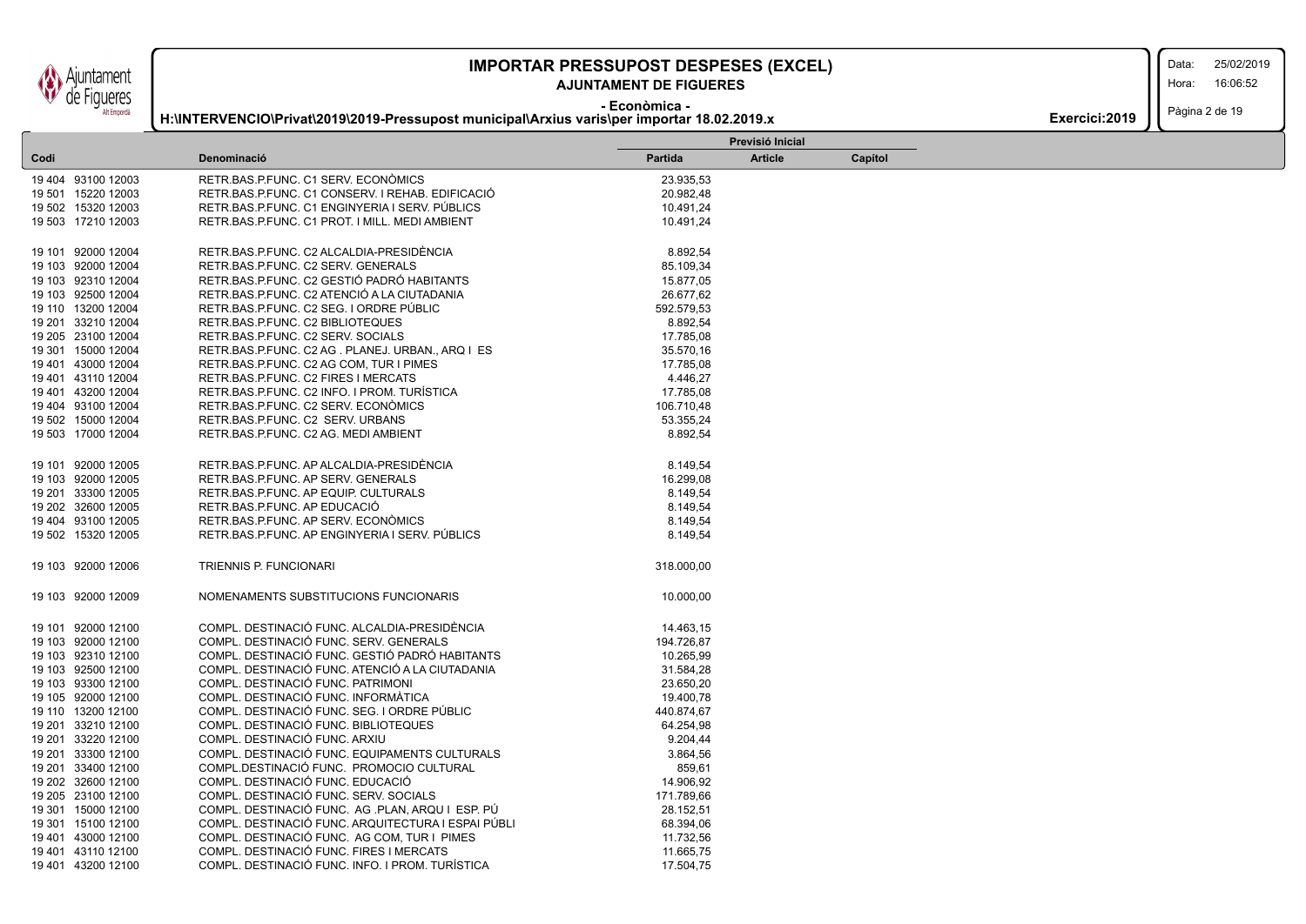# IMPORTAR PRESSUPOST DESPESES (EXCEL)

**AJUNTAMENT DE FIGUERES**

**- Econòmica -**

**H:\INTERVENCIO\Privat\2019\2019-Pressupost municipal\Arxius varis\per importar 18.02.2019.x**

**Exercici:2019**

| Codi | Denominació | Previsió Inicial | | |
|---|---|---|---|---|
| | | Partida | Article | Capítol |
| 19 404 93100 12003 | RETR.BAS.P.FUNC. C1 SERV. ECONÒMICS | 23.935,53 | | |
| 19 501 15220 12003 | RETR.BAS.P.FUNC. C1 CONSERV. I REHAB. EDIFICACIÓ | 20.982,48 | | |
| 19 502 15320 12003 | RETR.BAS.P.FUNC. C1 ENGINYERIA I SERV. PÚBLICS | 10.491,24 | | |
| 19 503 17210 12003 | RETR.BAS.P.FUNC. C1 PROT. I MILL. MEDI AMBIENT | 10.491,24 | | |
| 19 101 92000 12004 | RETR.BAS.P.FUNC. C2 ALCALDIA-PRESIDÈNCIA | 8.892,54 | | |
| 19 103 92000 12004 | RETR.BAS.P.FUNC. C2 SERV. GENERALS | 85.109,34 | | |
| 19 103 92310 12004 | RETR.BAS.P.FUNC. C2 GESTIÓ PADRÓ HABITANTS | 15.877,05 | | |
| 19 103 92500 12004 | RETR.BAS.P.FUNC. C2 ATENCIÓ A LA CIUTADANIA | 26.677,62 | | |
| 19 110 13200 12004 | RETR.BAS.P.FUNC. C2 SEG. I ORDRE PÚBLIC | 592.579,53 | | |
| 19 201 33210 12004 | RETR.BAS.P.FUNC. C2 BIBLIOTEQUES | 8.892,54 | | |
| 19 205 23100 12004 | RETR.BAS.P.FUNC. C2 SERV. SOCIALS | 17.785,08 | | |
| 19 301 15000 12004 | RETR.BAS.P.FUNC. C2 AG . PLANEJ. URBAN., ARQ I ES | 35.570,16 | | |
| 19 401 43000 12004 | RETR.BAS.P.FUNC. C2 AG COM, TUR I PIMES | 17.785,08 | | |
| 19 401 43110 12004 | RETR.BAS.P.FUNC. C2 FIRES I MERCATS | 4.446,27 | | |
| 19 401 43200 12004 | RETR.BAS.P.FUNC. C2 INFO. I PROM. TURÍSTICA | 17.785,08 | | |
| 19 404 93100 12004 | RETR.BAS.P.FUNC. C2 SERV. ECONÒMICS | 106.710,48 | | |
| 19 502 15000 12004 | RETR.BAS.P.FUNC. C2 SERV. URBANS | 53.355,24 | | |
| 19 503 17000 12004 | RETR.BAS.P.FUNC. C2 AG. MEDI AMBIENT | 8.892,54 | | |
| 19 101 92000 12005 | RETR.BAS.P.FUNC. AP ALCALDIA-PRESIDÈNCIA | 8.149,54 | | |
| 19 103 92000 12005 | RETR.BAS.P.FUNC. AP SERV. GENERALS | 16.299,08 | | |
| 19 201 33300 12005 | RETR.BAS.P.FUNC. AP EQUIP. CULTURALS | 8.149,54 | | |
| 19 202 32600 12005 | RETR.BAS.P.FUNC. AP EDUCACIÓ | 8.149,54 | | |
| 19 404 93100 12005 | RETR.BAS.P.FUNC. AP SERV. ECONÒMICS | 8.149,54 | | |
| 19 502 15320 12005 | RETR.BAS.P.FUNC. AP ENGINYERIA I SERV. PÚBLICS | 8.149,54 | | |
| 19 103 92000 12006 | TRIENNIS P. FUNCIONARI | 318.000,00 | | |
| 19 103 92000 12009 | NOMENAMENTS SUBSTITUCIONS FUNCIONARIS | 10.000,00 | | |
| 19 101 92000 12100 | COMPL. DESTINACIÓ FUNC. ALCALDIA-PRESIDÈNCIA | 14.463,15 | | |
| 19 103 92000 12100 | COMPL. DESTINACIÓ FUNC. SERV. GENERALS | 194.726,87 | | |
| 19 103 92310 12100 | COMPL. DESTINACIÓ FUNC. GESTIÓ PADRÓ HABITANTS | 10.265,99 | | |
| 19 103 92500 12100 | COMPL. DESTINACIÓ FUNC. ATENCIÓ A LA CIUTADANIA | 31.584,28 | | |
| 19 103 93300 12100 | COMPL. DESTINACIÓ FUNC. PATRIMONI | 23.650,20 | | |
| 19 105 92000 12100 | COMPL. DESTINACIÓ FUNC. INFORMÀTICA | 19.400,78 | | |
| 19 110 13200 12100 | COMPL. DESTINACIÓ FUNC. SEG. I ORDRE PÚBLIC | 440.874,67 | | |
| 19 201 33210 12100 | COMPL. DESTINACIÓ FUNC. BIBLIOTEQUES | 64.254,98 | | |
| 19 201 33220 12100 | COMPL. DESTINACIÓ FUNC. ARXIU | 9.204,44 | | |
| 19 201 33300 12100 | COMPL. DESTINACIÓ FUNC. EQUIPAMENTS CULTURALS | 3.864,56 | | |
| 19 201 33400 12100 | COMPL.DESTINACIÓ FUNC. PROMOCIO CULTURAL | 859,61 | | |
| 19 202 32600 12100 | COMPL. DESTINACIÓ FUNC. EDUCACIÓ | 14.906,92 | | |
| 19 205 23100 12100 | COMPL. DESTINACIÓ FUNC. SERV. SOCIALS | 171.789,66 | | |
| 19 301 15000 12100 | COMPL. DESTINACIÓ FUNC. AG .PLAN, ARQU I ESP. PÚ | 28.152,51 | | |
| 19 301 15100 12100 | COMPL. DESTINACIÓ FUNC. ARQUITECTURA I ESPAI PÚBLI | 68.394,06 | | |
| 19 401 43000 12100 | COMPL. DESTINACIÓ FUNC. AG COM, TUR I PIMES | 11.732,56 | | |
| 19 401 43110 12100 | COMPL. DESTINACIÓ FUNC. FIRES I MERCATS | 11.665,75 | | |
| 19 401 43200 12100 | COMPL. DESTINACIÓ FUNC. INFO. I PROM. TURÍSTICA | 17.504,75 | | |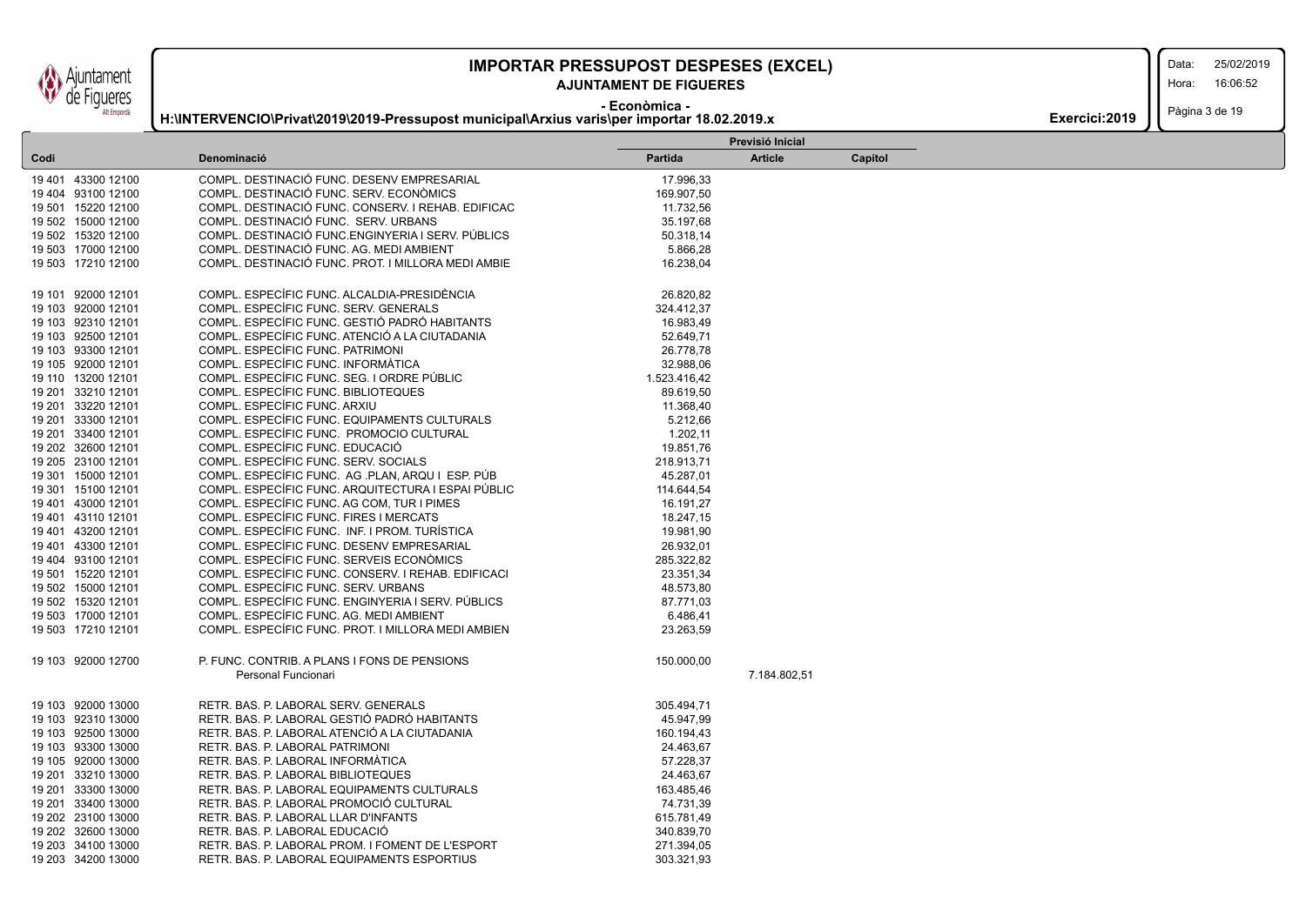# IMPORTAR PRESSUPOST DESPESES (EXCEL)

**AJUNTAMENT DE FIGUERES**

**- Econòmica -**

**H:\INTERVENCIO\Privat\2019\2019-Pressupost municipal\Arxius varis\per importar 18.02.2019.x**

**Exercici:2019**

Data: 25/02/2019
Hora: 16:06:52

| Codi | Denominació | Previsió Inicial | | |
|---|---|---|---|---|
| | | Partida | Article | Capítol |
| 19 401 43300 12100 | COMPL. DESTINACIÓ FUNC. DESENV EMPRESARIAL | 17.996,33 | | |
| 19 404 93100 12100 | COMPL. DESTINACIÓ FUNC. SERV. ECONÒMICS | 169.907,50 | | |
| 19 501 15220 12100 | COMPL. DESTINACIÓ FUNC. CONSERV. I REHAB. EDIFICAC | 11.732,56 | | |
| 19 502 15000 12100 | COMPL. DESTINACIÓ FUNC. SERV. URBANS | 35.197,68 | | |
| 19 502 15320 12100 | COMPL. DESTINACIÓ FUNC.ENGINYERIA I SERV. PÚBLICS | 50.318,14 | | |
| 19 503 17000 12100 | COMPL. DESTINACIÓ FUNC. AG. MEDI AMBIENT | 5.866,28 | | |
| 19 503 17210 12100 | COMPL. DESTINACIÓ FUNC. PROT. I MILLORA MEDI AMBIE | 16.238,04 | | |
| 19 101 92000 12101 | COMPL. ESPECÍFIC FUNC. ALCALDIA-PRESIDÈNCIA | 26.820,82 | | |
| 19 103 92000 12101 | COMPL. ESPECÍFIC FUNC. SERV. GENERALS | 324.412,37 | | |
| 19 103 92310 12101 | COMPL. ESPECÍFIC FUNC. GESTIÓ PADRÓ HABITANTS | 16.983,49 | | |
| 19 103 92500 12101 | COMPL. ESPECÍFIC FUNC. ATENCIÓ A LA CIUTADANIA | 52.649,71 | | |
| 19 103 93300 12101 | COMPL. ESPECÍFIC FUNC. PATRIMONI | 26.778,78 | | |
| 19 105 92000 12101 | COMPL. ESPECÍFIC FUNC. INFORMÀTICA | 32.988,06 | | |
| 19 110 13200 12101 | COMPL. ESPECÍFIC FUNC. SEG. I ORDRE PÚBLIC | 1.523.416,42 | | |
| 19 201 33210 12101 | COMPL. ESPECÍFIC FUNC. BIBLIOTEQUES | 89.619,50 | | |
| 19 201 33220 12101 | COMPL. ESPECÍFIC FUNC. ARXIU | 11.368,40 | | |
| 19 201 33300 12101 | COMPL. ESPECÍFIC FUNC. EQUIPAMENTS CULTURALS | 5.212,66 | | |
| 19 201 33400 12101 | COMPL. ESPECÍFIC FUNC. PROMOCIO CULTURAL | 1.202,11 | | |
| 19 202 32600 12101 | COMPL. ESPECÍFIC FUNC. EDUCACIÓ | 19.851,76 | | |
| 19 205 23100 12101 | COMPL. ESPECÍFIC FUNC. SERV. SOCIALS | 218.913,71 | | |
| 19 301 15000 12101 | COMPL. ESPECÍFIC FUNC. AG .PLAN, ARQU I ESP. PÚB | 45.287,01 | | |
| 19 301 15100 12101 | COMPL. ESPECÍFIC FUNC. ARQUITECTURA I ESPAI PÚBLIC | 114.644,54 | | |
| 19 401 43000 12101 | COMPL. ESPECÍFIC FUNC. AG COM, TUR I PIMES | 16.191,27 | | |
| 19 401 43110 12101 | COMPL. ESPECÍFIC FUNC. FIRES I MERCATS | 18.247,15 | | |
| 19 401 43200 12101 | COMPL. ESPECÍFIC FUNC. INF. I PROM. TURÍSTICA | 19.981,90 | | |
| 19 401 43300 12101 | COMPL. ESPECÍFIC FUNC. DESENV EMPRESARIAL | 26.932,01 | | |
| 19 404 93100 12101 | COMPL. ESPECÍFIC FUNC. SERVEIS ECONÒMICS | 285.322,82 | | |
| 19 501 15220 12101 | COMPL. ESPECÍFIC FUNC. CONSERV. I REHAB. EDIFICACI | 23.351,34 | | |
| 19 502 15000 12101 | COMPL. ESPECÍFIC FUNC. SERV. URBANS | 48.573,80 | | |
| 19 502 15320 12101 | COMPL. ESPECÍFIC FUNC. ENGINYERIA I SERV. PÚBLICS | 87.771,03 | | |
| 19 503 17000 12101 | COMPL. ESPECÍFIC FUNC. AG. MEDI AMBIENT | 6.486,41 | | |
| 19 503 17210 12101 | COMPL. ESPECÍFIC FUNC. PROT. I MILLORA MEDI AMBIEN | 23.263,59 | | |
| 19 103 92000 12700 | P. FUNC. CONTRIB. A PLANS I FONS DE PENSIONS | 150.000,00 | | |
| | Personal Funcionari | | 7.184.802,51 | |
| 19 103 92000 13000 | RETR. BAS. P. LABORAL SERV. GENERALS | 305.494,71 | | |
| 19 103 92310 13000 | RETR. BAS. P. LABORAL GESTIÓ PADRÓ HABITANTS | 45.947,99 | | |
| 19 103 92500 13000 | RETR. BAS. P. LABORAL ATENCIÓ A LA CIUTADANIA | 160.194,43 | | |
| 19 103 93300 13000 | RETR. BAS. P. LABORAL PATRIMONI | 24.463,67 | | |
| 19 105 92000 13000 | RETR. BAS. P. LABORAL INFORMÀTICA | 57.228,37 | | |
| 19 201 33210 13000 | RETR. BAS. P. LABORAL BIBLIOTEQUES | 24.463,67 | | |
| 19 201 33300 13000 | RETR. BAS. P. LABORAL EQUIPAMENTS CULTURALS | 163.485,46 | | |
| 19 201 33400 13000 | RETR. BAS. P. LABORAL PROMOCIÓ CULTURAL | 74.731,39 | | |
| 19 202 23100 13000 | RETR. BAS. P. LABORAL LLAR D'INFANTS | 615.781,49 | | |
| 19 202 32600 13000 | RETR. BAS. P. LABORAL EDUCACIÓ | 340.839,70 | | |
| 19 203 34100 13000 | RETR. BAS. P. LABORAL PROM. I FOMENT DE L'ESPORT | 271.394,05 | | |
| 19 203 34200 13000 | RETR. BAS. P. LABORAL EQUIPAMENTS ESPORTIUS | 303.321,93 | | |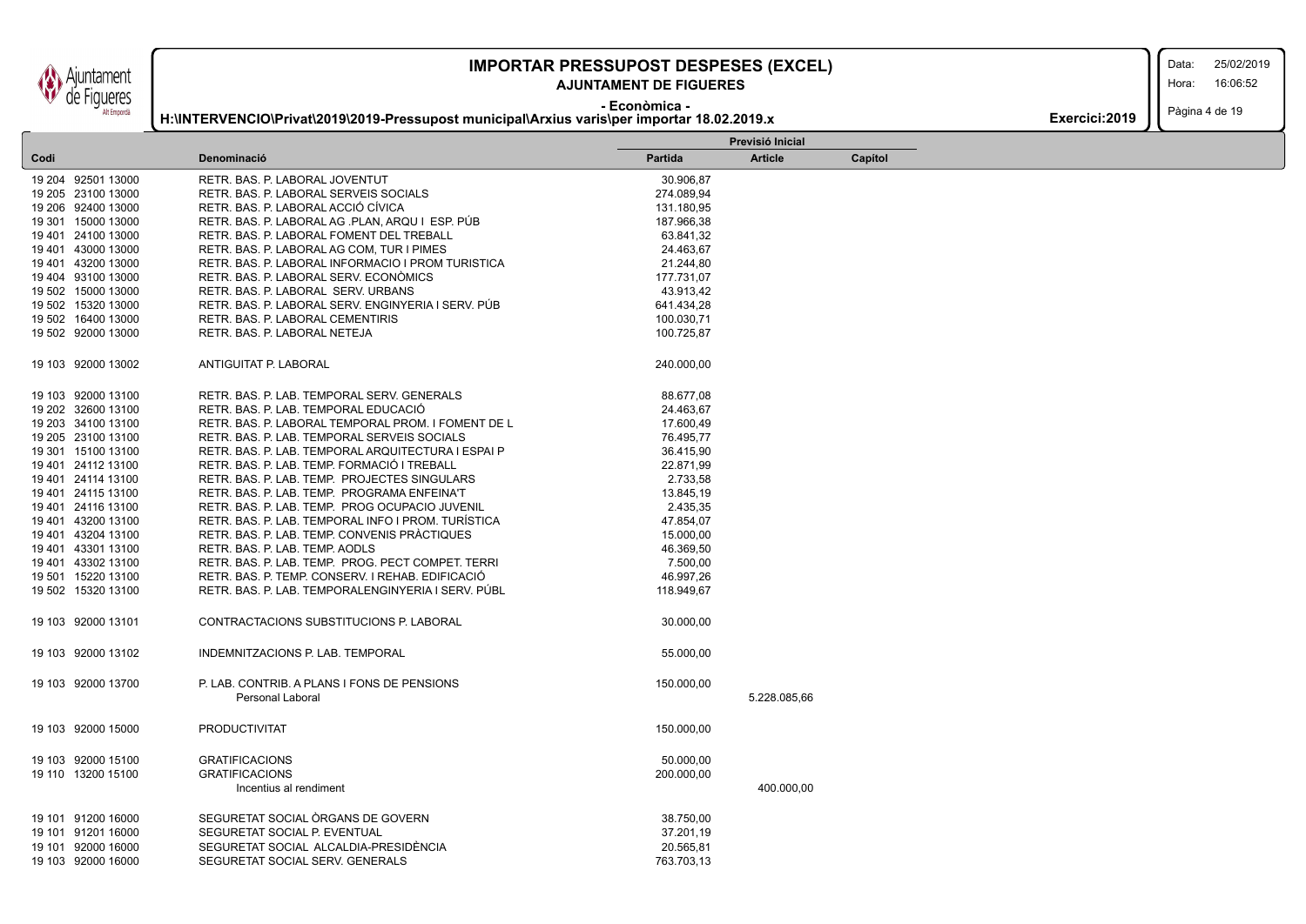# IMPORTAR PRESSUPOST DESPESES (EXCEL)

**AJUNTAMENT DE FIGUERES**

**- Econòmica -**

**H:\INTERVENCIO\Privat\2019\2019-Pressupost municipal\Arxius varis\per importar 18.02.2019.x**

**Exercici:2019**

| Codi | Denominació | Previsió Inicial | | |
|---|---|---|---|---|
| | | Partida | Article | Capítol |
| 19 204 92501 13000 | RETR. BAS. P. LABORAL JOVENTUT | 30.906,87 | | |
| 19 205 23100 13000 | RETR. BAS. P. LABORAL SERVEIS SOCIALS | 274.089,94 | | |
| 19 206 92400 13000 | RETR. BAS. P. LABORAL ACCIÓ CÍVICA | 131.180,95 | | |
| 19 301 15000 13000 | RETR. BAS. P. LABORAL AG .PLAN, ARQU I ESP. PÚB | 187.966,38 | | |
| 19 401 24100 13000 | RETR. BAS. P. LABORAL FOMENT DEL TREBALL | 63.841,32 | | |
| 19 401 43000 13000 | RETR. BAS. P. LABORAL AG COM, TUR I PIMES | 24.463,67 | | |
| 19 401 43200 13000 | RETR. BAS. P. LABORAL INFORMACIO I PROM TURISTICA | 21.244,80 | | |
| 19 404 93100 13000 | RETR. BAS. P. LABORAL SERV. ECONÒMICS | 177.731,07 | | |
| 19 502 15000 13000 | RETR. BAS. P. LABORAL SERV. URBANS | 43.913,42 | | |
| 19 502 15320 13000 | RETR. BAS. P. LABORAL SERV. ENGINYERIA I SERV. PÚB | 641.434,28 | | |
| 19 502 16400 13000 | RETR. BAS. P. LABORAL CEMENTIRIS | 100.030,71 | | |
| 19 502 92000 13000 | RETR. BAS. P. LABORAL NETEJA | 100.725,87 | | |
| 19 103 92000 13002 | ANTIGUITAT P. LABORAL | 240.000,00 | | |
| 19 103 92000 13100 | RETR. BAS. P. LAB. TEMPORAL SERV. GENERALS | 88.677,08 | | |
| 19 202 32600 13100 | RETR. BAS. P. LAB. TEMPORAL EDUCACIÓ | 24.463,67 | | |
| 19 203 34100 13100 | RETR. BAS. P. LABORAL TEMPORAL PROM. I FOMENT DE L | 17.600,49 | | |
| 19 205 23100 13100 | RETR. BAS. P. LAB. TEMPORAL SERVEIS SOCIALS | 76.495,77 | | |
| 19 301 15100 13100 | RETR. BAS. P. LAB. TEMPORAL ARQUITECTURA I ESPAI P | 36.415,90 | | |
| 19 401 24112 13100 | RETR. BAS. P. LAB. TEMP. FORMACIÓ I TREBALL | 22.871,99 | | |
| 19 401 24114 13100 | RETR. BAS. P. LAB. TEMP. PROJECTES SINGULARS | 2.733,58 | | |
| 19 401 24115 13100 | RETR. BAS. P. LAB. TEMP. PROGRAMA ENFEINA'T | 13.845,19 | | |
| 19 401 24116 13100 | RETR. BAS. P. LAB. TEMP. PROG OCUPACIO JUVENIL | 2.435,35 | | |
| 19 401 43200 13100 | RETR. BAS. P. LAB. TEMPORAL INFO I PROM. TURÍSTICA | 47.854,07 | | |
| 19 401 43204 13100 | RETR. BAS. P. LAB. TEMP. CONVENIS PRÀCTIQUES | 15.000,00 | | |
| 19 401 43301 13100 | RETR. BAS. P. LAB. TEMP. AODLS | 46.369,50 | | |
| 19 401 43302 13100 | RETR. BAS. P. LAB. TEMP. PROG. PECT COMPET. TERRI | 7.500,00 | | |
| 19 501 15220 13100 | RETR. BAS. P. TEMP. CONSERV. I REHAB. EDIFICACIÓ | 46.997,26 | | |
| 19 502 15320 13100 | RETR. BAS. P. LAB. TEMPORALENGINYERIA I SERV. PÚBL | 118.949,67 | | |
| 19 103 92000 13101 | CONTRACTACIONS SUBSTITUCIONS P. LABORAL | 30.000,00 | | |
| 19 103 92000 13102 | INDEMNITZACIONS P. LAB. TEMPORAL | 55.000,00 | | |
| 19 103 92000 13700 | P. LAB. CONTRIB. A PLANS I FONS DE PENSIONS | 150.000,00 | | |
| | Personal Laboral | | 5.228.085,66 | |
| 19 103 92000 15000 | PRODUCTIVITAT | 150.000,00 | | |
| 19 103 92000 15100 | GRATIFICACIONS | 50.000,00 | | |
| 19 110 13200 15100 | GRATIFICACIONS | 200.000,00 | | |
| | Incentius al rendiment | | 400.000,00 | |
| 19 101 91200 16000 | SEGURETAT SOCIAL ÒRGANS DE GOVERN | 38.750,00 | | |
| 19 101 91201 16000 | SEGURETAT SOCIAL P. EVENTUAL | 37.201,19 | | |
| 19 101 92000 16000 | SEGURETAT SOCIAL ALCALDIA-PRESIDÈNCIA | 20.565,81 | | |
| 19 103 92000 16000 | SEGURETAT SOCIAL SERV. GENERALS | 763.703,13 | | |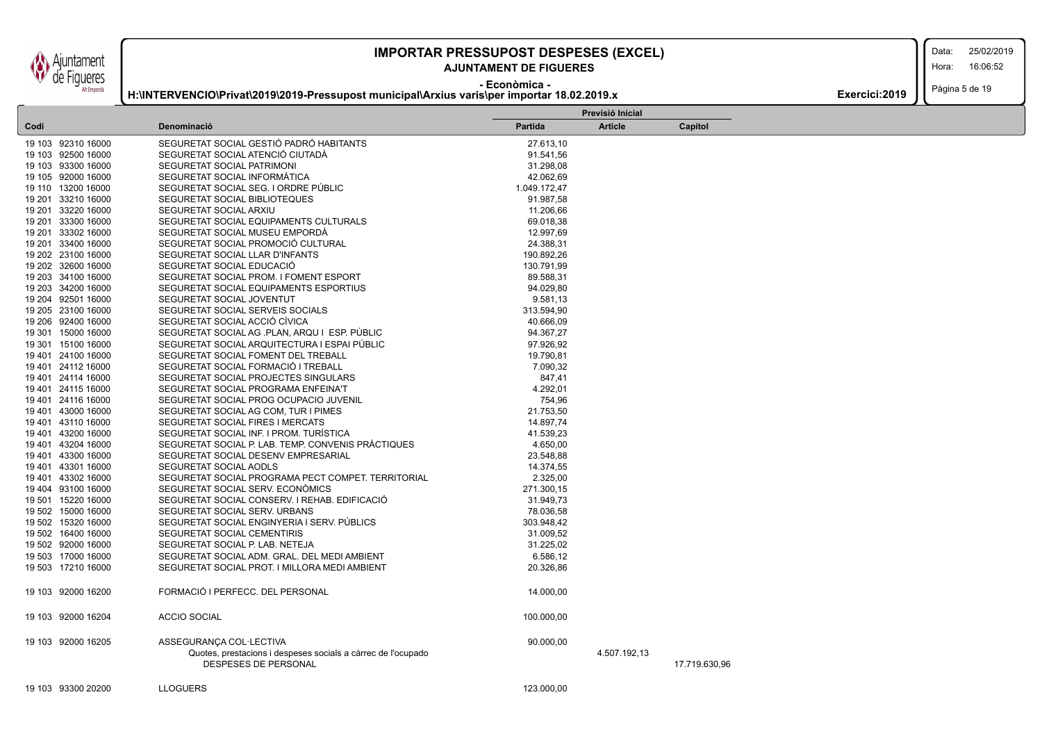# IMPORTAR PRESSUPOST DESPESES (EXCEL)

**AJUNTAMENT DE FIGUERES**

**- Econòmica -**

**H:\INTERVENCIO\Privat\2019\2019-Pressupost municipal\Arxius varis\per importar 18.02.2019.x**

**Exercici:2019**

| Codi | Denominació | Previsió Inicial | | |
|---|---|---|---|---|
| | | Partida | Article | Capítol |
| 19 103 92310 16000 | SEGURETAT SOCIAL GESTIÓ PADRÓ HABITANTS | 27.613,10 | | |
| 19 103 92500 16000 | SEGURETAT SOCIAL ATENCIÓ CIUTADÀ | 91.541,56 | | |
| 19 103 93300 16000 | SEGURETAT SOCIAL PATRIMONI | 31.298,08 | | |
| 19 105 92000 16000 | SEGURETAT SOCIAL INFORMÀTICA | 42.062,69 | | |
| 19 110 13200 16000 | SEGURETAT SOCIAL SEG. I ORDRE PÚBLIC | 1.049.172,47 | | |
| 19 201 33210 16000 | SEGURETAT SOCIAL BIBLIOTEQUES | 91.987,58 | | |
| 19 201 33220 16000 | SEGURETAT SOCIAL ARXIU | 11.206,66 | | |
| 19 201 33300 16000 | SEGURETAT SOCIAL EQUIPAMENTS CULTURALS | 69.018,38 | | |
| 19 201 33302 16000 | SEGURETAT SOCIAL MUSEU EMPORDÀ | 12.997,69 | | |
| 19 201 33400 16000 | SEGURETAT SOCIAL PROMOCIÓ CULTURAL | 24.388,31 | | |
| 19 202 23100 16000 | SEGURETAT SOCIAL LLAR D'INFANTS | 190.892,26 | | |
| 19 202 32600 16000 | SEGURETAT SOCIAL EDUCACIÓ | 130.791,99 | | |
| 19 203 34100 16000 | SEGURETAT SOCIAL PROM. I FOMENT ESPORT | 89.588,31 | | |
| 19 203 34200 16000 | SEGURETAT SOCIAL EQUIPAMENTS ESPORTIUS | 94.029,80 | | |
| 19 204 92501 16000 | SEGURETAT SOCIAL JOVENTUT | 9.581,13 | | |
| 19 205 23100 16000 | SEGURETAT SOCIAL SERVEIS SOCIALS | 313.594,90 | | |
| 19 206 92400 16000 | SEGURETAT SOCIAL ACCIÓ CÍVICA | 40.666,09 | | |
| 19 301 15000 16000 | SEGURETAT SOCIAL AG .PLAN, ARQU I ESP. PÚBLIC | 94.367,27 | | |
| 19 301 15100 16000 | SEGURETAT SOCIAL ARQUITECTURA I ESPAI PÚBLIC | 97.926,92 | | |
| 19 401 24100 16000 | SEGURETAT SOCIAL FOMENT DEL TREBALL | 19.790,81 | | |
| 19 401 24112 16000 | SEGURETAT SOCIAL FORMACIÓ I TREBALL | 7.090,32 | | |
| 19 401 24114 16000 | SEGURETAT SOCIAL PROJECTES SINGULARS | 847,41 | | |
| 19 401 24115 16000 | SEGURETAT SOCIAL PROGRAMA ENFEINA'T | 4.292,01 | | |
| 19 401 24116 16000 | SEGURETAT SOCIAL PROG OCUPACIO JUVENIL | 754,96 | | |
| 19 401 43000 16000 | SEGURETAT SOCIAL AG COM, TUR I PIMES | 21.753,50 | | |
| 19 401 43110 16000 | SEGURETAT SOCIAL FIRES I MERCATS | 14.897,74 | | |
| 19 401 43200 16000 | SEGURETAT SOCIAL INF. I PROM. TURÍSTICA | 41.539,23 | | |
| 19 401 43204 16000 | SEGURETAT SOCIAL P. LAB. TEMP. CONVENIS PRÀCTIQUES | 4.650,00 | | |
| 19 401 43300 16000 | SEGURETAT SOCIAL DESENV EMPRESARIAL | 23.548,88 | | |
| 19 401 43301 16000 | SEGURETAT SOCIAL AODLS | 14.374,55 | | |
| 19 401 43302 16000 | SEGURETAT SOCIAL PROGRAMA PECT COMPET. TERRITORIAL | 2.325,00 | | |
| 19 404 93100 16000 | SEGURETAT SOCIAL SERV. ECONÒMICS | 271.300,15 | | |
| 19 501 15220 16000 | SEGURETAT SOCIAL CONSERV. I REHAB. EDIFICACIÓ | 31.949,73 | | |
| 19 502 15000 16000 | SEGURETAT SOCIAL SERV. URBANS | 78.036,58 | | |
| 19 502 15320 16000 | SEGURETAT SOCIAL ENGINYERIA I SERV. PÚBLICS | 303.948,42 | | |
| 19 502 16400 16000 | SEGURETAT SOCIAL CEMENTIRIS | 31.009,52 | | |
| 19 502 92000 16000 | SEGURETAT SOCIAL P. LAB. NETEJA | 31.225,02 | | |
| 19 503 17000 16000 | SEGURETAT SOCIAL ADM. GRAL. DEL MEDI AMBIENT | 6.586,12 | | |
| 19 503 17210 16000 | SEGURETAT SOCIAL PROT. I MILLORA MEDI AMBIENT | 20.326,86 | | |
| 19 103 92000 16200 | FORMACIÓ I PERFECC. DEL PERSONAL | 14.000,00 | | |
| 19 103 92000 16204 | ACCIO SOCIAL | 100.000,00 | | |
| 19 103 92000 16205 | ASSEGURANÇA COL·LECTIVA | 90.000,00 | | |
| | Quotes, prestacions i despeses socials a càrrec de l'ocupado | | 4.507.192,13 | |
| | DESPESES DE PERSONAL | | | 17.719.630,96 |
| 19 103 93300 20200 | LLOGUERS | 123.000,00 | | |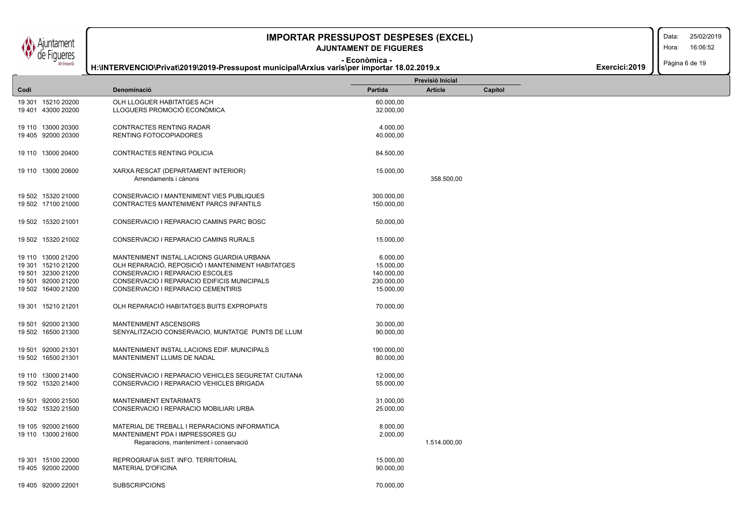# IMPORTAR PRESSUPOST DESPESES (EXCEL)

## AJUNTAMENT DE FIGUERES

**- Econòmica -**

**H:\INTERVENCIO\Privat\2019\2019-Pressupost municipal\Arxius varis\per importar 18.02.2019.x**

**Exercici:2019**

| Codi | Denominació | Previsió Inicial Partida | Article | Capítol |
|---|---|---|---|---|
| 19 301 15210 20200 | OLH LLOGUER HABITATGES ACH | 60.000,00 | | |
| 19 401 43000 20200 | LLOGUERS PROMOCIÓ ECONÒMICA | 32.000,00 | | |
| 19 110 13000 20300 | CONTRACTES RENTING RADAR | 4.000,00 | | |
| 19 405 92000 20300 | RENTING FOTOCOPIADORES | 40.000,00 | | |
| 19 110 13000 20400 | CONTRACTES RENTING POLICIA | 84.500,00 | | |
| 19 110 13000 20600 | XARXA RESCAT (DEPARTAMENT INTERIOR) | 15.000,00 | | |
| | Arrendaments i cànons | | 358.500,00 | |
| 19 502 15320 21000 | CONSERVACIO I MANTENIMENT VIES PUBLIQUES | 300.000,00 | | |
| 19 502 17100 21000 | CONTRACTES MANTENIMENT PARCS INFANTILS | 150.000,00 | | |
| 19 502 15320 21001 | CONSERVACIO I REPARACIO CAMINS PARC BOSC | 50.000,00 | | |
| 19 502 15320 21002 | CONSERVACIO I REPARACIO CAMINS RURALS | 15.000,00 | | |
| 19 110 13000 21200 | MANTENIMENT INSTAL.LACIONS GUARDIA URBANA | 6.000,00 | | |
| 19 301 15210 21200 | OLH REPARACIÓ, REPOSICIÓ I MANTENIMENT HABITATGES | 15.000,00 | | |
| 19 501 32300 21200 | CONSERVACIO I REPARACIO ESCOLES | 140.000,00 | | |
| 19 501 92000 21200 | CONSERVACIO I REPARACIO EDIFICIS MUNICIPALS | 230.000,00 | | |
| 19 502 16400 21200 | CONSERVACIO I REPARACIO CEMENTIRIS | 15.000,00 | | |
| 19 301 15210 21201 | OLH REPARACIÓ HABITATGES BUITS EXPROPIATS | 70.000,00 | | |
| 19 501 92000 21300 | MANTENIMENT ASCENSORS | 30.000,00 | | |
| 19 502 16500 21300 | SENYALITZACIO CONSERVACIO, MUNTATGE PUNTS DE LLUM | 90.000,00 | | |
| 19 501 92000 21301 | MANTENIMENT INSTAL.LACIONS EDIF. MUNICIPALS | 190.000,00 | | |
| 19 502 16500 21301 | MANTENIMENT LLUMS DE NADAL | 80.000,00 | | |
| 19 110 13000 21400 | CONSERVACIO I REPARACIO VEHICLES SEGURETAT CIUTANA | 12.000,00 | | |
| 19 502 15320 21400 | CONSERVACIO I REPARACIO VEHICLES BRIGADA | 55.000,00 | | |
| 19 501 92000 21500 | MANTENIMENT ENTARIMATS | 31.000,00 | | |
| 19 502 15320 21500 | CONSERVACIO I REPARACIO MOBILIARI URBA | 25.000,00 | | |
| 19 105 92000 21600 | MATERIAL DE TREBALL I REPARACIONS INFORMATICA | 8.000,00 | | |
| 19 110 13000 21600 | MANTENIMENT PDA I IMPRESSORES GU | 2.000,00 | | |
| | Reparacions, manteniment i conservació | | 1.514.000,00 | |
| 19 301 15100 22000 | REPROGRAFIA SIST. INFO. TERRITORIAL | 15.000,00 | | |
| 19 405 92000 22000 | MATERIAL D'OFICINA | 90.000,00 | | |
| 19 405 92000 22001 | SUBSCRIPCIONS | 70.000,00 | | |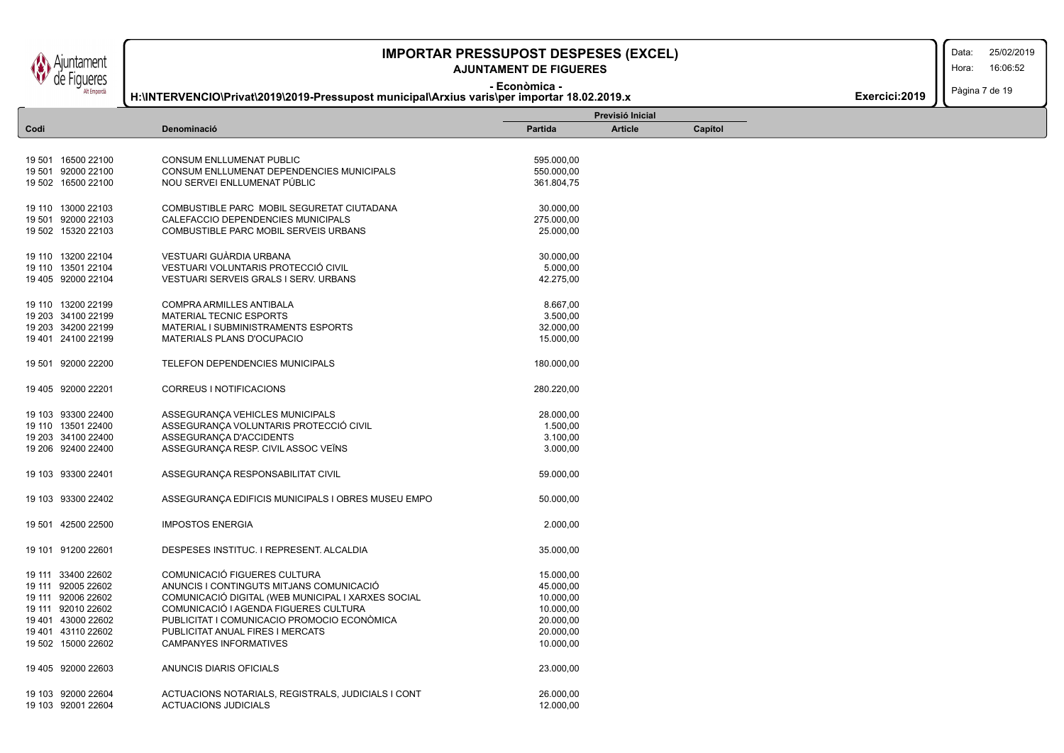# IMPORTAR PRESSUPOST DESPESES (EXCEL)

## AJUNTAMENT DE FIGUERES

**- Econòmica -**

**H:\INTERVENCIO\Privat\2019\2019-Pressupost municipal\Arxius varis\per importar 18.02.2019.x**

**Exercici:2019**

| Codi | Denominació | Previsió Inicial Partida | Article | Capítol |
|---|---|---|---|---|
| 19 501 16500 22100 | CONSUM ENLLUMENAT PUBLIC | 595.000,00 | | |
| 19 501 92000 22100 | CONSUM ENLLUMENAT DEPENDENCIES MUNICIPALS | 550.000,00 | | |
| 19 502 16500 22100 | NOU SERVEI ENLLUMENAT PÚBLIC | 361.804,75 | | |
| 19 110 13000 22103 | COMBUSTIBLE PARC MOBIL SEGURETAT CIUTADANA | 30.000,00 | | |
| 19 501 92000 22103 | CALEFACCIO DEPENDENCIES MUNICIPALS | 275.000,00 | | |
| 19 502 15320 22103 | COMBUSTIBLE PARC MOBIL SERVEIS URBANS | 25.000,00 | | |
| 19 110 13200 22104 | VESTUARI GUÀRDIA URBANA | 30.000,00 | | |
| 19 110 13501 22104 | VESTUARI VOLUNTARIS PROTECCIÓ CIVIL | 5.000,00 | | |
| 19 405 92000 22104 | VESTUARI SERVEIS GRALS I SERV. URBANS | 42.275,00 | | |
| 19 110 13200 22199 | COMPRA ARMILLES ANTIBALA | 8.667,00 | | |
| 19 203 34100 22199 | MATERIAL TECNIC ESPORTS | 3.500,00 | | |
| 19 203 34200 22199 | MATERIAL I SUBMINISTRAMENTS ESPORTS | 32.000,00 | | |
| 19 401 24100 22199 | MATERIALS PLANS D'OCUPACIO | 15.000,00 | | |
| 19 501 92000 22200 | TELEFON DEPENDENCIES MUNICIPALS | 180.000,00 | | |
| 19 405 92000 22201 | CORREUS I NOTIFICACIONS | 280.220,00 | | |
| 19 103 93300 22400 | ASSEGURANÇA VEHICLES MUNICIPALS | 28.000,00 | | |
| 19 110 13501 22400 | ASSEGURANÇA VOLUNTARIS PROTECCIÓ CIVIL | 1.500,00 | | |
| 19 203 34100 22400 | ASSEGURANÇA D'ACCIDENTS | 3.100,00 | | |
| 19 206 92400 22400 | ASSEGURANÇA RESP. CIVIL ASSOC VEÏNS | 3.000,00 | | |
| 19 103 93300 22401 | ASSEGURANÇA RESPONSABILITAT CIVIL | 59.000,00 | | |
| 19 103 93300 22402 | ASSEGURANÇA EDIFICIS MUNICIPALS I OBRES MUSEU EMPO | 50.000,00 | | |
| 19 501 42500 22500 | IMPOSTOS ENERGIA | 2.000,00 | | |
| 19 101 91200 22601 | DESPESES INSTITUC. I REPRESENT. ALCALDIA | 35.000,00 | | |
| 19 111 33400 22602 | COMUNICACIÓ FIGUERES CULTURA | 15.000,00 | | |
| 19 111 92005 22602 | ANUNCIS I CONTINGUTS MITJANS COMUNICACIÓ | 45.000,00 | | |
| 19 111 92006 22602 | COMUNICACIÓ DIGITAL (WEB MUNICIPAL I XARXES SOCIAL | 10.000,00 | | |
| 19 111 92010 22602 | COMUNICACIÓ I AGENDA FIGUERES CULTURA | 10.000,00 | | |
| 19 401 43000 22602 | PUBLICITAT I COMUNICACIO PROMOCIO ECONÒMICA | 20.000,00 | | |
| 19 401 43110 22602 | PUBLICITAT ANUAL FIRES I MERCATS | 20.000,00 | | |
| 19 502 15000 22602 | CAMPANYES INFORMATIVES | 10.000,00 | | |
| 19 405 92000 22603 | ANUNCIS DIARIS OFICIALS | 23.000,00 | | |
| 19 103 92000 22604 | ACTUACIONS NOTARIALS, REGISTRALS, JUDICIALS I CONT | 26.000,00 | | |
| 19 103 92001 22604 | ACTUACIONS JUDICIALS | 12.000,00 | | |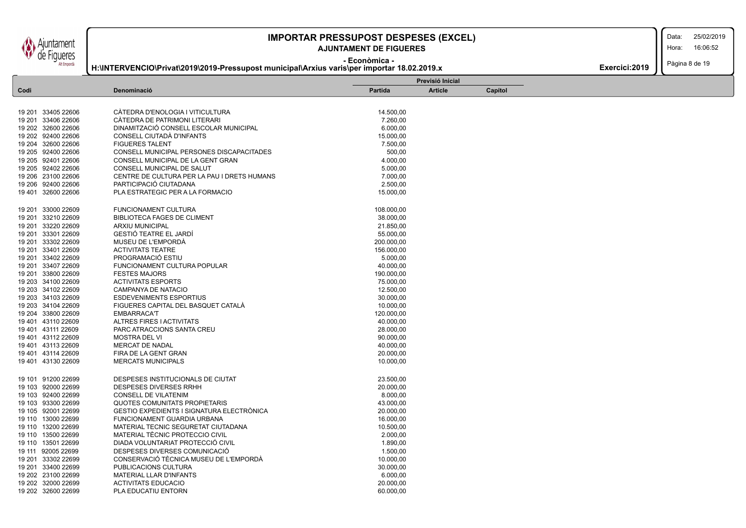# IMPORTAR PRESSUPOST DESPESES (EXCEL)

**AJUNTAMENT DE FIGUERES**

**- Econòmica -**

**H:\INTERVENCIO\Privat\2019\2019-Pressupost municipal\Arxius varis\per importar 18.02.2019.x**

**Exercici:2019**

| Codi | Denominació | Previsió Inicial Partida | Article | Capítol |
|---|---|---|---|---|
| 19 201 33405 22606 | CÀTEDRA D'ENOLOGIA I VITICULTURA | 14.500,00 | | |
| 19 201 33406 22606 | CÀTEDRA DE PATRIMONI LITERARI | 7.260,00 | | |
| 19 202 32600 22606 | DINAMITZACIÓ CONSELL ESCOLAR MUNICIPAL | 6.000,00 | | |
| 19 202 92400 22606 | CONSELL CIUTADÀ D'INFANTS | 15.000,00 | | |
| 19 204 32600 22606 | FIGUERES TALENT | 7.500,00 | | |
| 19 205 92400 22606 | CONSELL MUNICIPAL PERSONES DISCAPACITADES | 500,00 | | |
| 19 205 92401 22606 | CONSELL MUNICIPAL DE LA GENT GRAN | 4.000,00 | | |
| 19 205 92402 22606 | CONSELL MUNICIPAL DE SALUT | 5.000,00 | | |
| 19 206 23100 22606 | CENTRE DE CULTURA PER LA PAU I DRETS HUMANS | 7.000,00 | | |
| 19 206 92400 22606 | PARTICIPACIÓ CIUTADANA | 2.500,00 | | |
| 19 401 32600 22606 | PLA ESTRATEGIC PER A LA FORMACIO | 15.000,00 | | |
| 19 201 33000 22609 | FUNCIONAMENT CULTURA | 108.000,00 | | |
| 19 201 33210 22609 | BIBLIOTECA FAGES DE CLIMENT | 38.000,00 | | |
| 19 201 33220 22609 | ARXIU MUNICIPAL | 21.850,00 | | |
| 19 201 33301 22609 | GESTIÓ TEATRE EL JARDÍ | 55.000,00 | | |
| 19 201 33302 22609 | MUSEU DE L'EMPORDÀ | 200.000,00 | | |
| 19 201 33401 22609 | ACTIVITATS TEATRE | 156.000,00 | | |
| 19 201 33402 22609 | PROGRAMACIÓ ESTIU | 5.000,00 | | |
| 19 201 33407 22609 | FUNCIONAMENT CULTURA POPULAR | 40.000,00 | | |
| 19 201 33800 22609 | FESTES MAJORS | 190.000,00 | | |
| 19 203 34100 22609 | ACTIVITATS ESPORTS | 75.000,00 | | |
| 19 203 34102 22609 | CAMPANYA DE NATACIO | 12.500,00 | | |
| 19 203 34103 22609 | ESDEVENIMENTS ESPORTIUS | 30.000,00 | | |
| 19 203 34104 22609 | FIGUERES CAPITAL DEL BASQUET CATALÀ | 10.000,00 | | |
| 19 204 33800 22609 | EMBARRACA'T | 120.000,00 | | |
| 19 401 43110 22609 | ALTRES FIRES I ACTIVITATS | 40.000,00 | | |
| 19 401 43111 22609 | PARC ATRACCIONS SANTA CREU | 28.000,00 | | |
| 19 401 43112 22609 | MOSTRA DEL VI | 90.000,00 | | |
| 19 401 43113 22609 | MERCAT DE NADAL | 40.000,00 | | |
| 19 401 43114 22609 | FIRA DE LA GENT GRAN | 20.000,00 | | |
| 19 401 43130 22609 | MERCATS MUNICIPALS | 10.000,00 | | |
| 19 101 91200 22699 | DESPESES INSTITUCIONALS DE CIUTAT | 23.500,00 | | |
| 19 103 92000 22699 | DESPESES DIVERSES RRHH | 20.000,00 | | |
| 19 103 92400 22699 | CONSELL DE VILATENIM | 8.000,00 | | |
| 19 103 93300 22699 | QUOTES COMUNITATS PROPIETARIS | 43.000,00 | | |
| 19 105 92001 22699 | GESTIO EXPEDIENTS I SIGNATURA ELECTRÒNICA | 20.000,00 | | |
| 19 110 13000 22699 | FUNCIONAMENT GUARDIA URBANA | 16.000,00 | | |
| 19 110 13200 22699 | MATERIAL TECNIC SEGURETAT CIUTADANA | 10.500,00 | | |
| 19 110 13500 22699 | MATERIAL TÈCNIC PROTECCIO CIVIL | 2.000,00 | | |
| 19 110 13501 22699 | DIADA VOLUNTARIAT PROTECCIÓ CIVIL | 1.890,00 | | |
| 19 111 92005 22699 | DESPESES DIVERSES COMUNICACIÓ | 1.500,00 | | |
| 19 201 33302 22699 | CONSERVACIÓ TÈCNICA MUSEU DE L'EMPORDÀ | 10.000,00 | | |
| 19 201 33400 22699 | PUBLICACIONS CULTURA | 30.000,00 | | |
| 19 202 23100 22699 | MATERIAL LLAR D'INFANTS | 6.000,00 | | |
| 19 202 32000 22699 | ACTIVITATS EDUCACIO | 20.000,00 | | |
| 19 202 32600 22699 | PLA EDUCATIU ENTORN | 60.000,00 | | |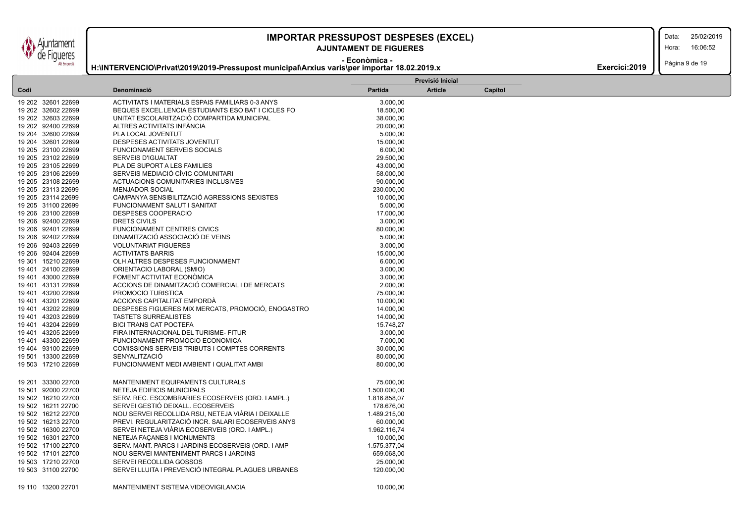# IMPORTAR PRESSUPOST DESPESES (EXCEL)

## AJUNTAMENT DE FIGUERES

**- Econòmica -**

**H:\INTERVENCIO\Privat\2019\2019-Pressupost municipal\Arxius varis\per importar 18.02.2019.x**

**Exercici:2019**

| Codi | Denominació | Previsió Inicial | | |
|---|---|---|---|---|
| | | Partida | Article | Capítol |
| 19 202 32601 22699 | ACTIVITATS I MATERIALS ESPAIS FAMILIARS 0-3 ANYS | 3.000,00 | | |
| 19 202 32602 22699 | BEQUES EXCEL.LENCIA ESTUDIANTS ESO BAT I CICLES FO | 18.500,00 | | |
| 19 202 32603 22699 | UNITAT ESCOLARITZACIÓ COMPARTIDA MUNICIPAL | 38.000,00 | | |
| 19 202 92400 22699 | ALTRES ACTIVITATS INFÀNCIA | 20.000,00 | | |
| 19 204 32600 22699 | PLA LOCAL JOVENTUT | 5.000,00 | | |
| 19 204 32601 22699 | DESPESES ACTIVITATS JOVENTUT | 15.000,00 | | |
| 19 205 23100 22699 | FUNCIONAMENT SERVEIS SOCIALS | 6.000,00 | | |
| 19 205 23102 22699 | SERVEIS D'IGUALTAT | 29.500,00 | | |
| 19 205 23105 22699 | PLA DE SUPORT A LES FAMILIES | 43.000,00 | | |
| 19 205 23106 22699 | SERVEIS MEDIACIÓ CÍVIC COMUNITARI | 58.000,00 | | |
| 19 205 23108 22699 | ACTUACIONS COMUNITARIES INCLUSIVES | 90.000,00 | | |
| 19 205 23113 22699 | MENJADOR SOCIAL | 230.000,00 | | |
| 19 205 23114 22699 | CAMPANYA SENSIBILITZACIÓ AGRESSIONS SEXISTES | 10.000,00 | | |
| 19 205 31100 22699 | FUNCIONAMENT SALUT I SANITAT | 5.000,00 | | |
| 19 206 23100 22699 | DESPESES COOPERACIO | 17.000,00 | | |
| 19 206 92400 22699 | DRETS CIVILS | 3.000,00 | | |
| 19 206 92401 22699 | FUNCIONAMENT CENTRES CIVICS | 80.000,00 | | |
| 19 206 92402 22699 | DINAMITZACIÓ ASSOCIACIÓ DE VEINS | 5.000,00 | | |
| 19 206 92403 22699 | VOLUNTARIAT FIGUERES | 3.000,00 | | |
| 19 206 92404 22699 | ACTIVITATS BARRIS | 15.000,00 | | |
| 19 301 15210 22699 | OLH ALTRES DESPESES FUNCIONAMENT | 6.000,00 | | |
| 19 401 24100 22699 | ORIENTACIO LABORAL (SMIO) | 3.000,00 | | |
| 19 401 43000 22699 | FOMENT ACTIVITAT ECONÒMICA | 3.000,00 | | |
| 19 401 43131 22699 | ACCIONS DE DINAMITZACIÓ COMERCIAL I DE MERCATS | 2.000,00 | | |
| 19 401 43200 22699 | PROMOCIO TURISTICA | 75.000,00 | | |
| 19 401 43201 22699 | ACCIONS CAPITALITAT EMPORDÀ | 10.000,00 | | |
| 19 401 43202 22699 | DESPESES FIGUERES MIX MERCATS, PROMOCIÓ, ENOGASTRO | 14.000,00 | | |
| 19 401 43203 22699 | TASTETS SURREALISTES | 14.000,00 | | |
| 19 401 43204 22699 | BICI TRANS CAT POCTEFA | 15.748,27 | | |
| 19 401 43205 22699 | FIRA INTERNACIONAL DEL TURISME- FITUR | 3.000,00 | | |
| 19 401 43300 22699 | FUNCIONAMENT PROMOCIO ECONOMICA | 7.000,00 | | |
| 19 404 93100 22699 | COMISSIONS SERVEIS TRIBUTS I COMPTES CORRENTS | 30.000,00 | | |
| 19 501 13300 22699 | SENYALITZACIÓ | 80.000,00 | | |
| 19 503 17210 22699 | FUNCIONAMENT MEDI AMBIENT I QUALITAT AMBI | 80.000,00 | | |
| 19 201 33300 22700 | MANTENIMENT EQUIPAMENTS CULTURALS | 75.000,00 | | |
| 19 501 92000 22700 | NETEJA EDIFICIS MUNICIPALS | 1.500.000,00 | | |
| 19 502 16210 22700 | SERV. REC. ESCOMBRARIES ECOSERVEIS (ORD. I AMPL.) | 1.816.858,07 | | |
| 19 502 16211 22700 | SERVEI GESTIÓ DEIXALL. ECOSERVEIS | 178.676,00 | | |
| 19 502 16212 22700 | NOU SERVEI RECOLLIDA RSU, NETEJA VIÀRIA I DEIXALLE | 1.489.215,00 | | |
| 19 502 16213 22700 | PREVI. REGULARITZACIÓ INCR. SALARI ECOSERVEIS ANYS | 60.000,00 | | |
| 19 502 16300 22700 | SERVEI NETEJA VIÀRIA ECOSERVEIS (ORD. I AMPL.) | 1.962.116,74 | | |
| 19 502 16301 22700 | NETEJA FAÇANES I MONUMENTS | 10.000,00 | | |
| 19 502 17100 22700 | SERV. MANT. PARCS I JARDINS ECOSERVEIS (ORD. I AMP | 1.575.377,04 | | |
| 19 502 17101 22700 | NOU SERVEI MANTENIMENT PARCS I JARDINS | 659.068,00 | | |
| 19 503 17210 22700 | SERVEI RECOLLIDA GOSSOS | 25.000,00 | | |
| 19 503 31100 22700 | SERVEI LLUITA I PREVENCIÓ INTEGRAL PLAGUES URBANES | 120.000,00 | | |
| 19 110 13200 22701 | MANTENIMENT SISTEMA VIDEOVIGILANCIA | 10.000,00 | | |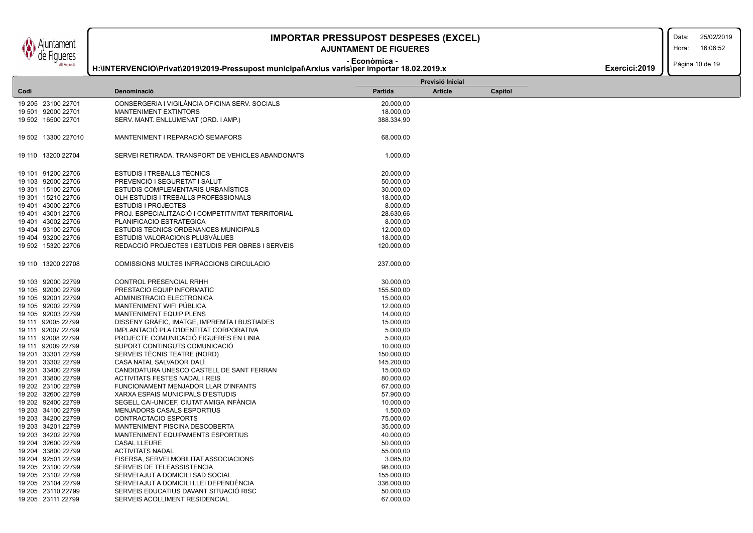# IMPORTAR PRESSUPOST DESPESES (EXCEL)

**AJUNTAMENT DE FIGUERES**

**- Econòmica -**

**H:\INTERVENCIO\Privat\2019\2019-Pressupost municipal\Arxius varis\per importar 18.02.2019.x**

**Exercici:2019**

| Codi | Denominació | Previsió Inicial | | |
|---|---|---|---|---|
| | | Partida | Article | Capítol |
| 19 205 23100 22701 | CONSERGERIA I VIGILÀNCIA OFICINA SERV. SOCIALS | 20.000,00 | | |
| 19 501 92000 22701 | MANTENIMENT EXTINTORS | 18.000,00 | | |
| 19 502 16500 22701 | SERV. MANT. ENLLUMENAT (ORD. I AMP.) | 388.334,90 | | |
| 19 502 13300 227010 | MANTENIMENT I REPARACIÓ SEMAFORS | 68.000,00 | | |
| 19 110 13200 22704 | SERVEI RETIRADA, TRANSPORT DE VEHICLES ABANDONATS | 1.000,00 | | |
| 19 101 91200 22706 | ESTUDIS I TREBALLS TÈCNICS | 20.000,00 | | |
| 19 103 92000 22706 | PREVENCIÓ I SEGURETAT I SALUT | 50.000,00 | | |
| 19 301 15100 22706 | ESTUDIS COMPLEMENTARIS URBANÍSTICS | 30.000,00 | | |
| 19 301 15210 22706 | OLH ESTUDIS I TREBALLS PROFESSIONALS | 18.000,00 | | |
| 19 401 43000 22706 | ESTUDIS I PROJECTES | 8.000,00 | | |
| 19 401 43001 22706 | PROJ. ESPECIALITZACIÓ I COMPETITIVITAT TERRITORIAL | 28.630,66 | | |
| 19 401 43002 22706 | PLANIFICACIO ESTRATEGICA | 8.000,00 | | |
| 19 404 93100 22706 | ESTUDIS TECNICS ORDENANCES MUNICIPALS | 12.000,00 | | |
| 19 404 93200 22706 | ESTUDIS VALORACIONS PLUSVÀLUES | 18.000,00 | | |
| 19 502 15320 22706 | REDACCIÓ PROJECTES I ESTUDIS PER OBRES I SERVEIS | 120.000,00 | | |
| 19 110 13200 22708 | COMISSIONS MULTES INFRACCIONS CIRCULACIO | 237.000,00 | | |
| 19 103 92000 22799 | CONTROL PRESENCIAL RRHH | 30.000,00 | | |
| 19 105 92000 22799 | PRESTACIO EQUIP INFORMATIC | 155.500,00 | | |
| 19 105 92001 22799 | ADMINISTRACIO ELECTRONICA | 15.000,00 | | |
| 19 105 92002 22799 | MANTENIMENT WIFI PÚBLICA | 12.000,00 | | |
| 19 105 92003 22799 | MANTENIMENT EQUIP PLENS | 14.000,00 | | |
| 19 111 92005 22799 | DISSENY GRÀFIC, IMATGE, IMPREMTA I BUSTIADES | 15.000,00 | | |
| 19 111 92007 22799 | IMPLANTACIÓ PLA D'IDENTITAT CORPORATIVA | 5.000,00 | | |
| 19 111 92008 22799 | PROJECTE COMUNICACIÓ FIGUERES EN LINIA | 5.000,00 | | |
| 19 111 92009 22799 | SUPORT CONTINGUTS COMUNICACIÓ | 10.000,00 | | |
| 19 201 33301 22799 | SERVEIS TÈCNIS TEATRE (NORD) | 150.000,00 | | |
| 19 201 33302 22799 | CASA NATAL SALVADOR DALÍ | 145.200,00 | | |
| 19 201 33400 22799 | CANDIDATURA UNESCO CASTELL DE SANT FERRAN | 15.000,00 | | |
| 19 201 33800 22799 | ACTIVITATS FESTES NADAL I REIS | 80.000,00 | | |
| 19 202 23100 22799 | FUNCIONAMENT MENJADOR LLAR D'INFANTS | 67.000,00 | | |
| 19 202 32600 22799 | XARXA ESPAIS MUNICIPALS D'ESTUDIS | 57.900,00 | | |
| 19 202 92400 22799 | SEGELL CAI-UNICEF, CIUTAT AMIGA INFÀNCIA | 10.000,00 | | |
| 19 203 34100 22799 | MENJADORS CASALS ESPORTIUS | 1.500,00 | | |
| 19 203 34200 22799 | CONTRACTACIO ESPORTS | 75.000,00 | | |
| 19 203 34201 22799 | MANTENIMENT PISCINA DESCOBERTA | 35.000,00 | | |
| 19 203 34202 22799 | MANTENIMENT EQUIPAMENTS ESPORTIUS | 40.000,00 | | |
| 19 204 32600 22799 | CASAL LLEURE | 50.000,00 | | |
| 19 204 33800 22799 | ACTIVITATS NADAL | 55.000,00 | | |
| 19 204 92501 22799 | FISERSA, SERVEI MOBILITAT ASSOCIACIONS | 3.085,00 | | |
| 19 205 23100 22799 | SERVEIS DE TELEASSISTENCIA | 98.000,00 | | |
| 19 205 23102 22799 | SERVEI AJUT A DOMICILI SAD SOCIAL | 155.000,00 | | |
| 19 205 23104 22799 | SERVEI AJUT A DOMICILI LLEI DEPENDÈNCIA | 336.000,00 | | |
| 19 205 23110 22799 | SERVEIS EDUCATIUS DAVANT SITUACIÓ RISC | 50.000,00 | | |
| 19 205 23111 22799 | SERVEIS ACOLLIMENT RESIDENCIAL | 67.000,00 | | |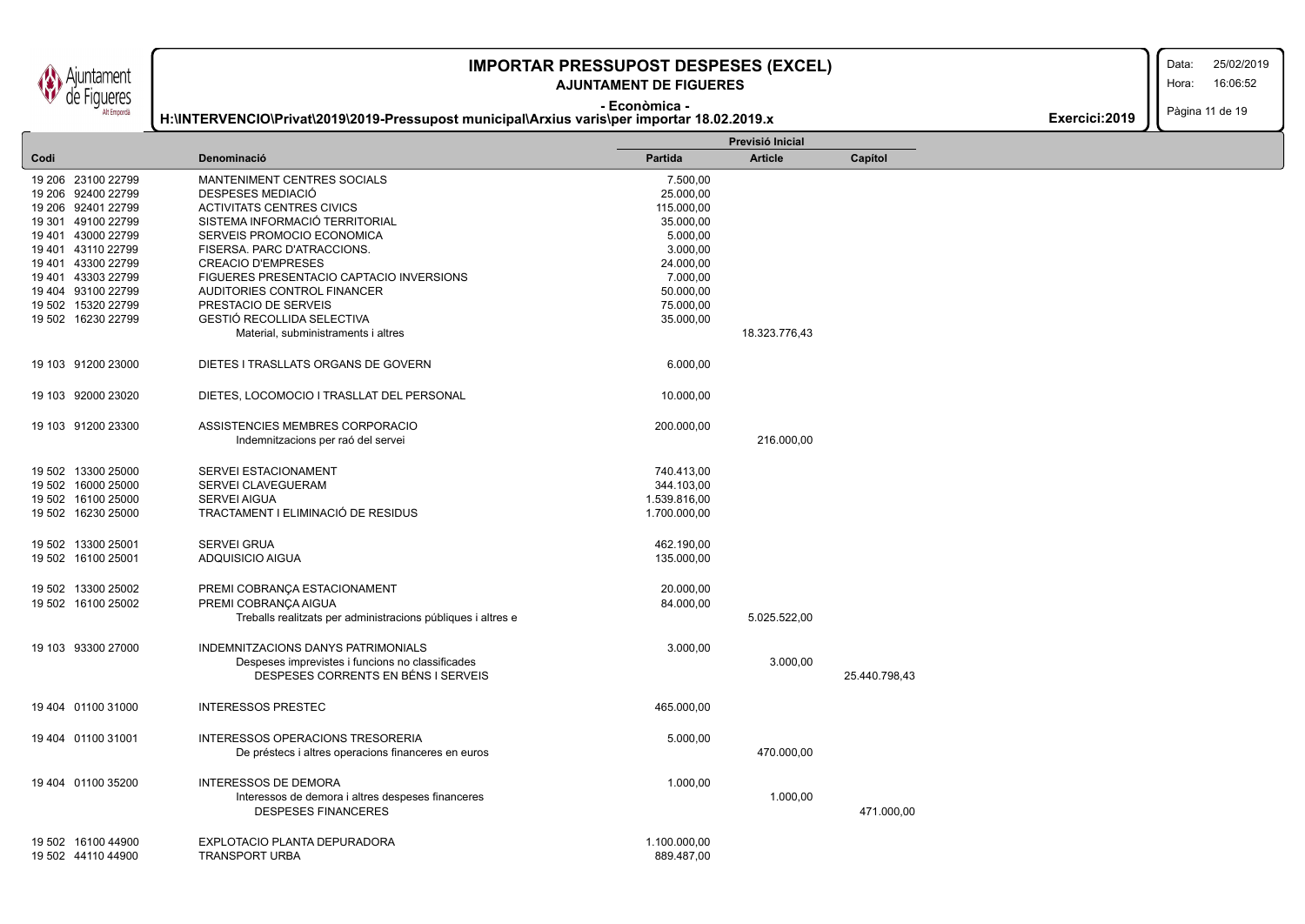# IMPORTAR PRESSUPOST DESPESES (EXCEL)

**AJUNTAMENT DE FIGUERES**

**- Econòmica -**

**H:\INTERVENCIO\Privat\2019\2019-Pressupost municipal\Arxius varis\per importar 18.02.2019.x**

**Exercici:2019**

| Codi | Denominació | Previsió Inicial Partida | Article | Capítol |
|---|---|---|---|---|
| 19 206 23100 22799 | MANTENIMENT CENTRES SOCIALS | 7.500,00 | | |
| 19 206 92400 22799 | DESPESES MEDIACIÓ | 25.000,00 | | |
| 19 206 92401 22799 | ACTIVITATS CENTRES CIVICS | 115.000,00 | | |
| 19 301 49100 22799 | SISTEMA INFORMACIÓ TERRITORIAL | 35.000,00 | | |
| 19 401 43000 22799 | SERVEIS PROMOCIO ECONOMICA | 5.000,00 | | |
| 19 401 43110 22799 | FISERSA. PARC D'ATRACCIONS. | 3.000,00 | | |
| 19 401 43300 22799 | CREACIO D'EMPRESES | 24.000,00 | | |
| 19 401 43303 22799 | FIGUERES PRESENTACIO CAPTACIO INVERSIONS | 7.000,00 | | |
| 19 404 93100 22799 | AUDITORIES CONTROL FINANCER | 50.000,00 | | |
| 19 502 15320 22799 | PRESTACIO DE SERVEIS | 75.000,00 | | |
| 19 502 16230 22799 | GESTIÓ RECOLLIDA SELECTIVA | 35.000,00 | | |
| | Material, subministraments i altres | | 18.323.776,43 | |
| 19 103 91200 23000 | DIETES I TRASLLATS ORGANS DE GOVERN | 6.000,00 | | |
| 19 103 92000 23020 | DIETES, LOCOMOCIO I TRASLLAT DEL PERSONAL | 10.000,00 | | |
| 19 103 91200 23300 | ASSISTENCIES MEMBRES CORPORACIO | 200.000,00 | | |
| | Indemnitzacions per raó del servei | | 216.000,00 | |
| 19 502 13300 25000 | SERVEI ESTACIONAMENT | 740.413,00 | | |
| 19 502 16000 25000 | SERVEI CLAVEGUERAM | 344.103,00 | | |
| 19 502 16100 25000 | SERVEI AIGUA | 1.539.816,00 | | |
| 19 502 16230 25000 | TRACTAMENT I ELIMINACIÓ DE RESIDUS | 1.700.000,00 | | |
| 19 502 13300 25001 | SERVEI GRUA | 462.190,00 | | |
| 19 502 16100 25001 | ADQUISICIO AIGUA | 135.000,00 | | |
| 19 502 13300 25002 | PREMI COBRANÇA ESTACIONAMENT | 20.000,00 | | |
| 19 502 16100 25002 | PREMI COBRANÇA AIGUA | 84.000,00 | | |
| | Treballs realitzats per administracions públiques i altres e | | 5.025.522,00 | |
| 19 103 93300 27000 | INDEMNITZACIONS DANYS PATRIMONIALS | 3.000,00 | | |
| | Despeses imprevistes i funcions no classificades | | 3.000,00 | |
| | DESPESES CORRENTS EN BÉNS I SERVEIS | | | 25.440.798,43 |
| 19 404 01100 31000 | INTERESSOS PRESTEC | 465.000,00 | | |
| 19 404 01100 31001 | INTERESSOS OPERACIONS TRESORERIA | 5.000,00 | | |
| | De préstecs i altres operacions financeres en euros | | 470.000,00 | |
| 19 404 01100 35200 | INTERESSOS DE DEMORA | 1.000,00 | | |
| | Interessos de demora i altres despeses financeres | | 1.000,00 | |
| | DESPESES FINANCERES | | | 471.000,00 |
| 19 502 16100 44900 | EXPLOTACIO PLANTA DEPURADORA | 1.100.000,00 | | |
| 19 502 44110 44900 | TRANSPORT URBA | 889.487,00 | | |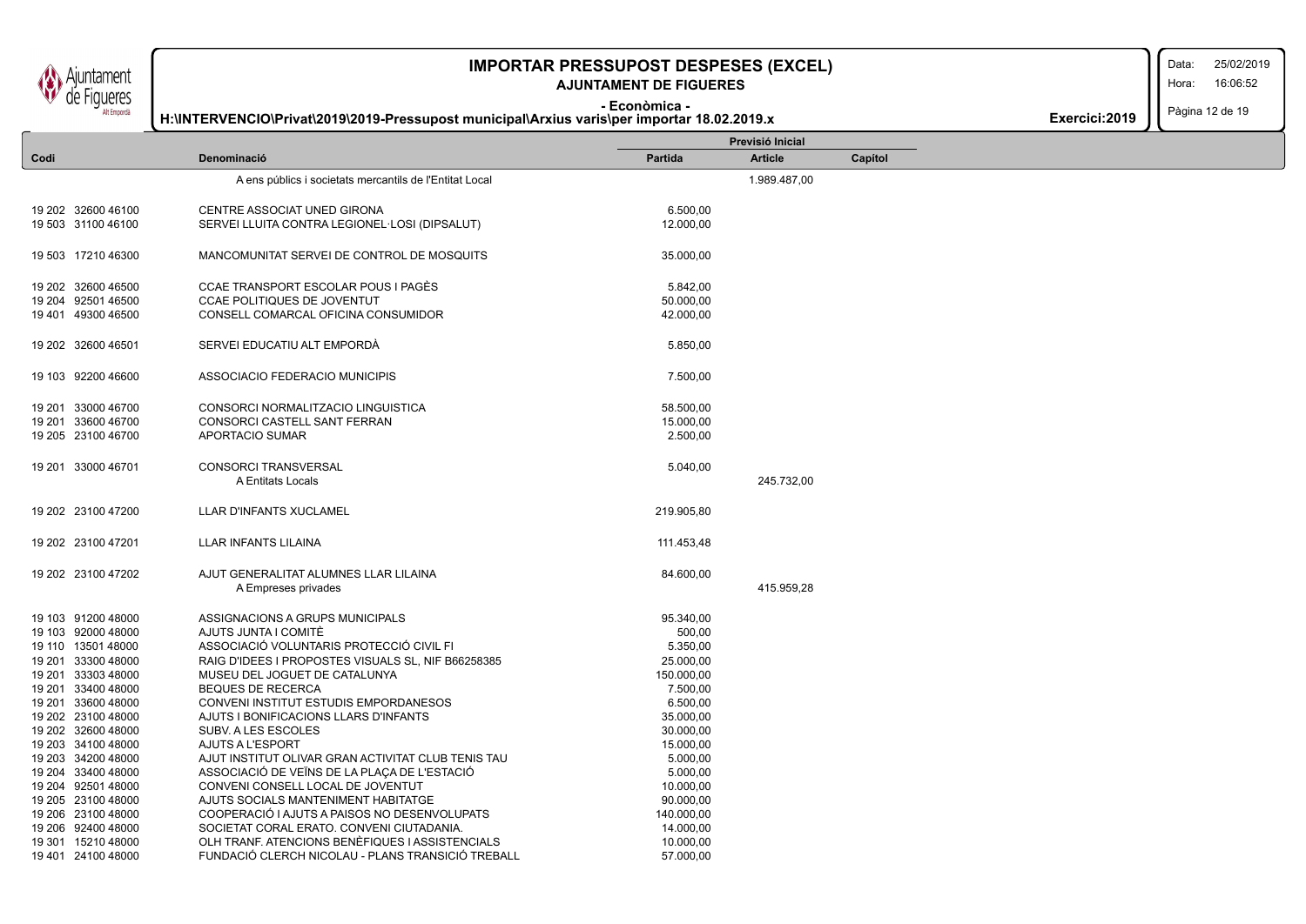# IMPORTAR PRESSUPOST DESPESES (EXCEL)

**AJUNTAMENT DE FIGUERES**

**- Econòmica -**

**H:\INTERVENCIO\Privat\2019\2019-Pressupost municipal\Arxius varis\per importar 18.02.2019.x**

**Exercici:2019**

| Codi | Denominació | Previsió Inicial Partida | Article | Capítol |
|---|---|---|---|---|
| | A ens públics i societats mercantils de l'Entitat Local | | 1.989.487,00 | |
| 19 202 32600 46100 | CENTRE ASSOCIAT UNED GIRONA | 6.500,00 | | |
| 19 503 31100 46100 | SERVEI LLUITA CONTRA LEGIONEL·LOSI (DIPSALUT) | 12.000,00 | | |
| 19 503 17210 46300 | MANCOMUNITAT SERVEI DE CONTROL DE MOSQUITS | 35.000,00 | | |
| 19 202 32600 46500 | CCAE TRANSPORT ESCOLAR POUS I PAGÈS | 5.842,00 | | |
| 19 204 92501 46500 | CCAE POLITIQUES DE JOVENTUT | 50.000,00 | | |
| 19 401 49300 46500 | CONSELL COMARCAL OFICINA CONSUMIDOR | 42.000,00 | | |
| 19 202 32600 46501 | SERVEI EDUCATIU ALT EMPORDÀ | 5.850,00 | | |
| 19 103 92200 46600 | ASSOCIACIO FEDERACIO MUNICIPIS | 7.500,00 | | |
| 19 201 33000 46700 | CONSORCI NORMALITZACIO LINGUISTICA | 58.500,00 | | |
| 19 201 33600 46700 | CONSORCI CASTELL SANT FERRAN | 15.000,00 | | |
| 19 205 23100 46700 | APORTACIO SUMAR | 2.500,00 | | |
| 19 201 33000 46701 | CONSORCI TRANSVERSAL | 5.040,00 | | |
| | A Entitats Locals | | 245.732,00 | |
| 19 202 23100 47200 | LLAR D'INFANTS XUCLAMEL | 219.905,80 | | |
| 19 202 23100 47201 | LLAR INFANTS LILAINA | 111.453,48 | | |
| 19 202 23100 47202 | AJUT GENERALITAT ALUMNES LLAR LILAINA | 84.600,00 | | |
| | A Empreses privades | | 415.959,28 | |
| 19 103 91200 48000 | ASSIGNACIONS A GRUPS MUNICIPALS | 95.340,00 | | |
| 19 103 92000 48000 | AJUTS JUNTA I COMITÈ | 500,00 | | |
| 19 110 13501 48000 | ASSOCIACIÓ VOLUNTARIS PROTECCIÓ CIVIL FI | 5.350,00 | | |
| 19 201 33300 48000 | RAIG D'IDEES I PROPOSTES VISUALS SL, NIF B66258385 | 25.000,00 | | |
| 19 201 33303 48000 | MUSEU DEL JOGUET DE CATALUNYA | 150.000,00 | | |
| 19 201 33400 48000 | BEQUES DE RECERCA | 7.500,00 | | |
| 19 201 33600 48000 | CONVENI INSTITUT ESTUDIS EMPORDANESOS | 6.500,00 | | |
| 19 202 23100 48000 | AJUTS I BONIFICACIONS LLARS D'INFANTS | 35.000,00 | | |
| 19 202 32600 48000 | SUBV. A LES ESCOLES | 30.000,00 | | |
| 19 203 34100 48000 | AJUTS A L'ESPORT | 15.000,00 | | |
| 19 203 34200 48000 | AJUT INSTITUT OLIVAR GRAN ACTIVITAT CLUB TENIS TAU | 5.000,00 | | |
| 19 204 33400 48000 | ASSOCIACIÓ DE VEÏNS DE LA PLAÇA DE L'ESTACIÓ | 5.000,00 | | |
| 19 204 92501 48000 | CONVENI CONSELL LOCAL DE JOVENTUT | 10.000,00 | | |
| 19 205 23100 48000 | AJUTS SOCIALS MANTENIMENT HABITATGE | 90.000,00 | | |
| 19 206 23100 48000 | COOPERACIÓ I AJUTS A PAISOS NO DESENVOLUPATS | 140.000,00 | | |
| 19 206 92400 48000 | SOCIETAT CORAL ERATO. CONVENI CIUTADANIA. | 14.000,00 | | |
| 19 301 15210 48000 | OLH TRANF. ATENCIONS BENÈFIQUES I ASSISTENCIALS | 10.000,00 | | |
| 19 401 24100 48000 | FUNDACIÓ CLERCH NICOLAU - PLANS TRANSICIÓ TREBALL | 57.000,00 | | |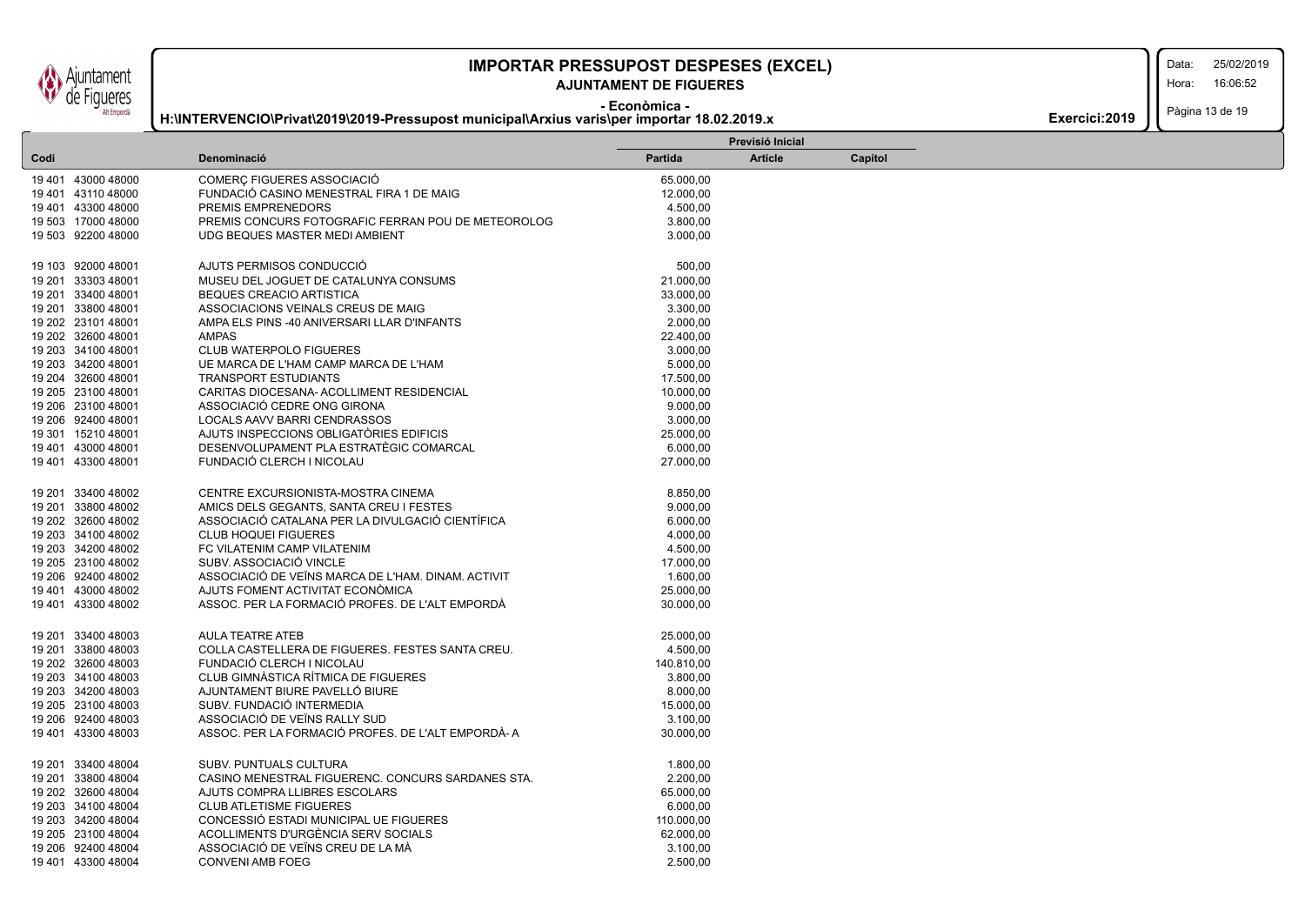# IMPORTAR PRESSUPOST DESPESES (EXCEL)

## AJUNTAMENT DE FIGUERES

**- Econòmica -**

**H:\INTERVENCIO\Privat\2019\2019-Pressupost municipal\Arxius varis\per importar 18.02.2019.x**

**Exercici:2019**

| Codi | Denominació | Previsió Inicial | | |
|---|---|---|---|---|
| | | Partida | Article | Capítol |
| 19 401 43000 48000 | COMERÇ FIGUERES ASSOCIACIÓ | 65.000,00 | | |
| 19 401 43110 48000 | FUNDACIÓ CASINO MENESTRAL FIRA 1 DE MAIG | 12.000,00 | | |
| 19 401 43300 48000 | PREMIS EMPRENEDORS | 4.500,00 | | |
| 19 503 17000 48000 | PREMIS CONCURS FOTOGRAFIC FERRAN POU DE METEOROLOG | 3.800,00 | | |
| 19 503 92200 48000 | UDG BEQUES MASTER MEDI AMBIENT | 3.000,00 | | |
| 19 103 92000 48001 | AJUTS PERMISOS CONDUCCIÓ | 500,00 | | |
| 19 201 33303 48001 | MUSEU DEL JOGUET DE CATALUNYA CONSUMS | 21.000,00 | | |
| 19 201 33400 48001 | BEQUES CREACIO ARTISTICA | 33.000,00 | | |
| 19 201 33800 48001 | ASSOCIACIONS VEINALS CREUS DE MAIG | 3.300,00 | | |
| 19 202 23101 48001 | AMPA ELS PINS -40 ANIVERSARI LLAR D'INFANTS | 2.000,00 | | |
| 19 202 32600 48001 | AMPAS | 22.400,00 | | |
| 19 203 34100 48001 | CLUB WATERPOLO FIGUERES | 3.000,00 | | |
| 19 203 34200 48001 | UE MARCA DE L'HAM CAMP MARCA DE L'HAM | 5.000,00 | | |
| 19 204 32600 48001 | TRANSPORT ESTUDIANTS | 17.500,00 | | |
| 19 205 23100 48001 | CARITAS DIOCESANA- ACOLLIMENT RESIDENCIAL | 10.000,00 | | |
| 19 206 23100 48001 | ASSOCIACIÓ CEDRE ONG GIRONA | 9.000,00 | | |
| 19 206 92400 48001 | LOCALS AAVV BARRI CENDRASSOS | 3.000,00 | | |
| 19 301 15210 48001 | AJUTS INSPECCIONS OBLIGATÒRIES EDIFICIS | 25.000,00 | | |
| 19 401 43000 48001 | DESENVOLUPAMENT PLA ESTRATÈGIC COMARCAL | 6.000,00 | | |
| 19 401 43300 48001 | FUNDACIÓ CLERCH I NICOLAU | 27.000,00 | | |
| 19 201 33400 48002 | CENTRE EXCURSIONISTA-MOSTRA CINEMA | 8.850,00 | | |
| 19 201 33800 48002 | AMICS DELS GEGANTS, SANTA CREU I FESTES | 9.000,00 | | |
| 19 202 32600 48002 | ASSOCIACIÓ CATALANA PER LA DIVULGACIÓ CIENTÍFICA | 6.000,00 | | |
| 19 203 34100 48002 | CLUB HOQUEI FIGUERES | 4.000,00 | | |
| 19 203 34200 48002 | FC VILATENIM CAMP VILATENIM | 4.500,00 | | |
| 19 205 23100 48002 | SUBV. ASSOCIACIÓ VINCLE | 17.000,00 | | |
| 19 206 92400 48002 | ASSOCIACIÓ DE VEÏNS MARCA DE L'HAM. DINAM. ACTIVIT | 1.600,00 | | |
| 19 401 43000 48002 | AJUTS FOMENT ACTIVITAT ECONÒMICA | 25.000,00 | | |
| 19 401 43300 48002 | ASSOC. PER LA FORMACIÓ PROFES. DE L'ALT EMPORDÀ | 30.000,00 | | |
| 19 201 33400 48003 | AULA TEATRE ATEB | 25.000,00 | | |
| 19 201 33800 48003 | COLLA CASTELLERA DE FIGUERES. FESTES SANTA CREU. | 4.500,00 | | |
| 19 202 32600 48003 | FUNDACIÓ CLERCH I NICOLAU | 140.810,00 | | |
| 19 203 34100 48003 | CLUB GIMNÀSTICA RÍTMICA DE FIGUERES | 3.800,00 | | |
| 19 203 34200 48003 | AJUNTAMENT BIURE PAVELLÓ BIURE | 8.000,00 | | |
| 19 205 23100 48003 | SUBV. FUNDACIÓ INTERMEDIA | 15.000,00 | | |
| 19 206 92400 48003 | ASSOCIACIÓ DE VEÏNS RALLY SUD | 3.100,00 | | |
| 19 401 43300 48003 | ASSOC. PER LA FORMACIÓ PROFES. DE L'ALT EMPORDÀ- A | 30.000,00 | | |
| 19 201 33400 48004 | SUBV. PUNTUALS CULTURA | 1.800,00 | | |
| 19 201 33800 48004 | CASINO MENESTRAL FIGUERENC. CONCURS SARDANES STA. | 2.200,00 | | |
| 19 202 32600 48004 | AJUTS COMPRA LLIBRES ESCOLARS | 65.000,00 | | |
| 19 203 34100 48004 | CLUB ATLETISME FIGUERES | 6.000,00 | | |
| 19 203 34200 48004 | CONCESSIÓ ESTADI MUNICIPAL UE FIGUERES | 110.000,00 | | |
| 19 205 23100 48004 | ACOLLIMENTS D'URGÈNCIA SERV SOCIALS | 62.000,00 | | |
| 19 206 92400 48004 | ASSOCIACIÓ DE VEÏNS CREU DE LA MÀ | 3.100,00 | | |
| 19 401 43300 48004 | CONVENI AMB FOEG | 2.500,00 | | |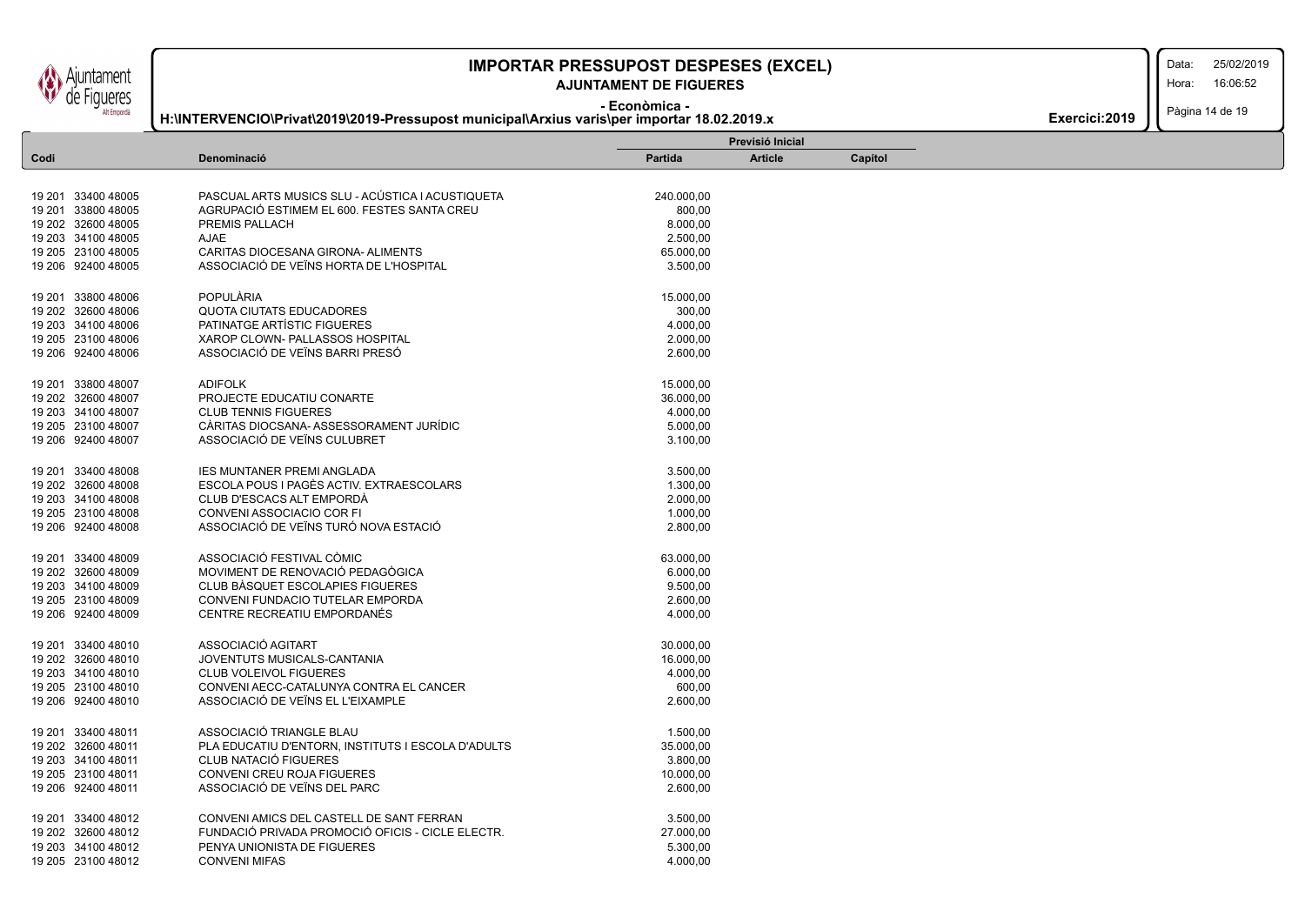# IMPORTAR PRESSUPOST DESPESES (EXCEL)

## AJUNTAMENT DE FIGUERES

**- Econòmica -**

**H:\INTERVENCIO\Privat\2019\2019-Pressupost municipal\Arxius varis\per importar 18.02.2019.x**

**Exercici:2019**

| Codi | Denominació | Previsió Inicial Partida | Article | Capítol |
|---|---|---|---|---|
| 19 201 33400 48005 | PASCUAL ARTS MUSICS SLU - ACÚSTICA I ACUSTIQUETA | 240.000,00 | | |
| 19 201 33800 48005 | AGRUPACIÓ ESTIMEM EL 600. FESTES SANTA CREU | 800,00 | | |
| 19 202 32600 48005 | PREMIS PALLACH | 8.000,00 | | |
| 19 203 34100 48005 | AJAE | 2.500,00 | | |
| 19 205 23100 48005 | CARITAS DIOCESANA GIRONA- ALIMENTS | 65.000,00 | | |
| 19 206 92400 48005 | ASSOCIACIÓ DE VEÏNS HORTA DE L'HOSPITAL | 3.500,00 | | |
| 19 201 33800 48006 | POPULÀRIA | 15.000,00 | | |
| 19 202 32600 48006 | QUOTA CIUTATS EDUCADORES | 300,00 | | |
| 19 203 34100 48006 | PATINATGE ARTÍSTIC FIGUERES | 4.000,00 | | |
| 19 205 23100 48006 | XAROP CLOWN- PALLASSOS HOSPITAL | 2.000,00 | | |
| 19 206 92400 48006 | ASSOCIACIÓ DE VEÏNS BARRI PRESÓ | 2.600,00 | | |
| 19 201 33800 48007 | ADIFOLK | 15.000,00 | | |
| 19 202 32600 48007 | PROJECTE EDUCATIU CONARTE | 36.000,00 | | |
| 19 203 34100 48007 | CLUB TENNIS FIGUERES | 4.000,00 | | |
| 19 205 23100 48007 | CÀRITAS DIOCSANA- ASSESSORAMENT JURÍDIC | 5.000,00 | | |
| 19 206 92400 48007 | ASSOCIACIÓ DE VEÏNS CULUBRET | 3.100,00 | | |
| 19 201 33400 48008 | IES MUNTANER PREMI ANGLADA | 3.500,00 | | |
| 19 202 32600 48008 | ESCOLA POUS I PAGÈS ACTIV. EXTRAESCOLARS | 1.300,00 | | |
| 19 203 34100 48008 | CLUB D'ESCACS ALT EMPORDÀ | 2.000,00 | | |
| 19 205 23100 48008 | CONVENI ASSOCIACIO COR FI | 1.000,00 | | |
| 19 206 92400 48008 | ASSOCIACIÓ DE VEÏNS TURÓ NOVA ESTACIÓ | 2.800,00 | | |
| 19 201 33400 48009 | ASSOCIACIÓ FESTIVAL CÒMIC | 63.000,00 | | |
| 19 202 32600 48009 | MOVIMENT DE RENOVACIÓ PEDAGÒGICA | 6.000,00 | | |
| 19 203 34100 48009 | CLUB BÀSQUET ESCOLAPIES FIGUERES | 9.500,00 | | |
| 19 205 23100 48009 | CONVENI FUNDACIO TUTELAR EMPORDA | 2.600,00 | | |
| 19 206 92400 48009 | CENTRE RECREATIU EMPORDANÈS | 4.000,00 | | |
| 19 201 33400 48010 | ASSOCIACIÓ AGITART | 30.000,00 | | |
| 19 202 32600 48010 | JOVENTUTS MUSICALS-CANTANIA | 16.000,00 | | |
| 19 203 34100 48010 | CLUB VOLEIVOL FIGUERES | 4.000,00 | | |
| 19 205 23100 48010 | CONVENI AECC-CATALUNYA CONTRA EL CANCER | 600,00 | | |
| 19 206 92400 48010 | ASSOCIACIÓ DE VEÏNS EL L'EIXAMPLE | 2.600,00 | | |
| 19 201 33400 48011 | ASSOCIACIÓ TRIANGLE BLAU | 1.500,00 | | |
| 19 202 32600 48011 | PLA EDUCATIU D'ENTORN, INSTITUTS I ESCOLA D'ADULTS | 35.000,00 | | |
| 19 203 34100 48011 | CLUB NATACIÓ FIGUERES | 3.800,00 | | |
| 19 205 23100 48011 | CONVENI CREU ROJA FIGUERES | 10.000,00 | | |
| 19 206 92400 48011 | ASSOCIACIÓ DE VEÏNS DEL PARC | 2.600,00 | | |
| 19 201 33400 48012 | CONVENI AMICS DEL CASTELL DE SANT FERRAN | 3.500,00 | | |
| 19 202 32600 48012 | FUNDACIÓ PRIVADA PROMOCIÓ OFICIS - CICLE ELECTR. | 27.000,00 | | |
| 19 203 34100 48012 | PENYA UNIONISTA DE FIGUERES | 5.300,00 | | |
| 19 205 23100 48012 | CONVENI MIFAS | 4.000,00 | | |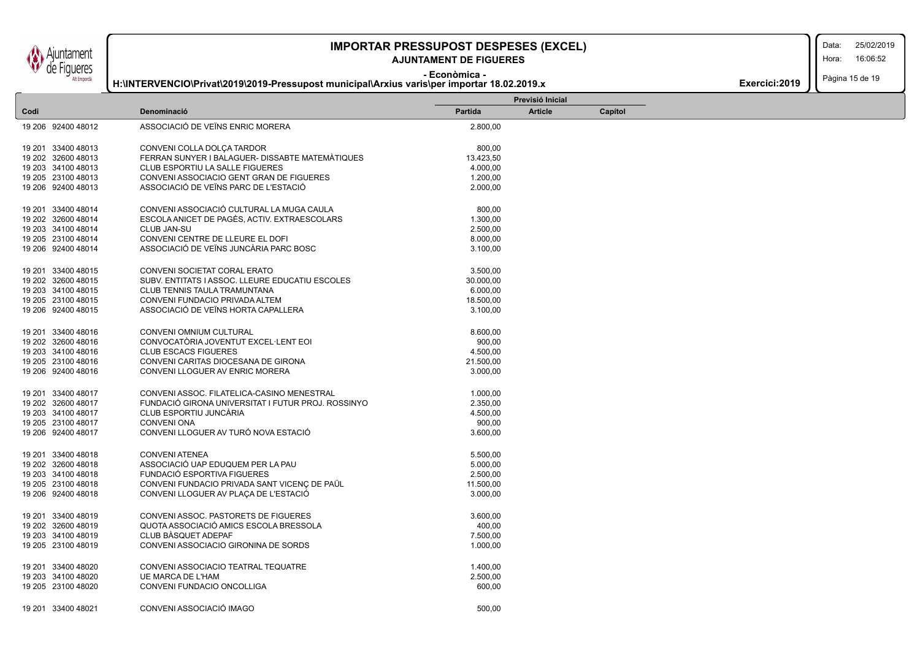| Codi | Denominació | Partida | Article | Capítol |
|---|---|---|---|---|
| 19 206 92400 48012 | ASSOCIACIÓ DE VEÏNS ENRIC MORERA | 2.800,00 | | |
| 19 201 33400 48013 | CONVENI COLLA DOLÇA TARDOR | 800,00 | | |
| 19 202 32600 48013 | FERRAN SUNYER I BALAGUER- DISSABTE MATEMÀTIQUES | 13.423,50 | | |
| 19 203 34100 48013 | CLUB ESPORTIU LA SALLE FIGUERES | 4.000,00 | | |
| 19 205 23100 48013 | CONVENI ASSOCIACIO GENT GRAN DE FIGUERES | 1.200,00 | | |
| 19 206 92400 48013 | ASSOCIACIÓ DE VEÏNS PARC DE L'ESTACIÓ | 2.000,00 | | |
| 19 201 33400 48014 | CONVENI ASSOCIACIÓ CULTURAL LA MUGA CAULA | 800,00 | | |
| 19 202 32600 48014 | ESCOLA ANICET DE PAGÈS, ACTIV. EXTRAESCOLARS | 1.300,00 | | |
| 19 203 34100 48014 | CLUB JAN-SU | 2.500,00 | | |
| 19 205 23100 48014 | CONVENI CENTRE DE LLEURE EL DOFI | 8.000,00 | | |
| 19 206 92400 48014 | ASSOCIACIÓ DE VEÏNS JUNCÀRIA PARC BOSC | 3.100,00 | | |
| 19 201 33400 48015 | CONVENI SOCIETAT CORAL ERATO | 3.500,00 | | |
| 19 202 32600 48015 | SUBV. ENTITATS I ASSOC. LLEURE EDUCATIU ESCOLES | 30.000,00 | | |
| 19 203 34100 48015 | CLUB TENNIS TAULA TRAMUNTANA | 6.000,00 | | |
| 19 205 23100 48015 | CONVENI FUNDACIO PRIVADA ALTEM | 18.500,00 | | |
| 19 206 92400 48015 | ASSOCIACIÓ DE VEÏNS HORTA CAPALLERA | 3.100,00 | | |
| 19 201 33400 48016 | CONVENI OMNIUM CULTURAL | 8.600,00 | | |
| 19 202 32600 48016 | CONVOCATÒRIA JOVENTUT EXCEL·LENT EOI | 900,00 | | |
| 19 203 34100 48016 | CLUB ESCACS FIGUERES | 4.500,00 | | |
| 19 205 23100 48016 | CONVENI CARITAS DIOCESANA DE GIRONA | 21.500,00 | | |
| 19 206 92400 48016 | CONVENI LLOGUER AV ENRIC MORERA | 3.000,00 | | |
| 19 201 33400 48017 | CONVENI ASSOC. FILATELICA-CASINO MENESTRAL | 1.000,00 | | |
| 19 202 32600 48017 | FUNDACIÓ GIRONA UNIVERSITAT I FUTUR PROJ. ROSSINYO | 2.350,00 | | |
| 19 203 34100 48017 | CLUB ESPORTIU JUNCÀRIA | 4.500,00 | | |
| 19 205 23100 48017 | CONVENI ONA | 900,00 | | |
| 19 206 92400 48017 | CONVENI LLOGUER AV TURÓ NOVA ESTACIÓ | 3.600,00 | | |
| 19 201 33400 48018 | CONVENI ATENEA | 5.500,00 | | |
| 19 202 32600 48018 | ASSOCIACIÓ UAP EDUQUEM PER LA PAU | 5.000,00 | | |
| 19 203 34100 48018 | FUNDACIÓ ESPORTIVA FIGUERES | 2.500,00 | | |
| 19 205 23100 48018 | CONVENI FUNDACIO PRIVADA SANT VICENÇ DE PAÜL | 11.500,00 | | |
| 19 206 92400 48018 | CONVENI LLOGUER AV PLAÇA DE L'ESTACIÓ | 3.000,00 | | |
| 19 201 33400 48019 | CONVENI ASSOC. PASTORETS DE FIGUERES | 3.600,00 | | |
| 19 202 32600 48019 | QUOTA ASSOCIACIÓ AMICS ESCOLA BRESSOLA | 400,00 | | |
| 19 203 34100 48019 | CLUB BÀSQUET ADEPAF | 7.500,00 | | |
| 19 205 23100 48019 | CONVENI ASSOCIACIO GIRONINA DE SORDS | 1.000,00 | | |
| 19 201 33400 48020 | CONVENI ASSOCIACIO TEATRAL TEQUATRE | 1.400,00 | | |
| 19 203 34100 48020 | UE MARCA DE L'HAM | 2.500,00 | | |
| 19 205 23100 48020 | CONVENI FUNDACIO ONCOLLIGA | 600,00 | | |
| 19 201 33400 48021 | CONVENI ASSOCIACIÓ IMAGO | 500,00 | | |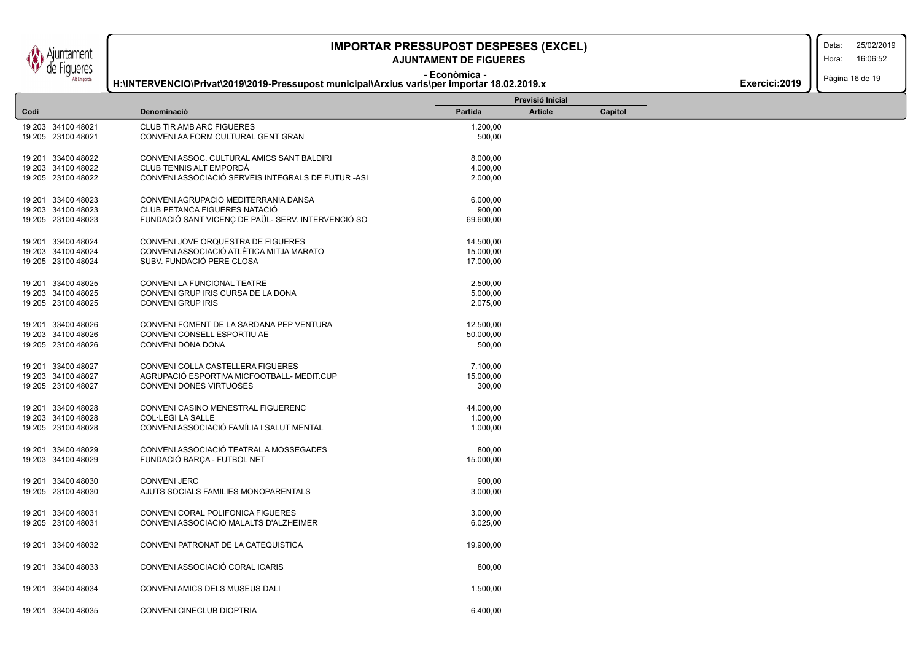# IMPORTAR PRESSUPOST DESPESES (EXCEL)

**AJUNTAMENT DE FIGUERES**

**- Econòmica -**

**H:\INTERVENCIO\Privat\2019\2019-Pressupost municipal\Arxius varis\per importar 18.02.2019.x**

**Exercici:2019**

| Codi | Denominació | Previsió Inicial | | |
|---|---|---|---|---|
| | | Partida | Article | Capítol |
| 19 203 34100 48021 | CLUB TIR AMB ARC FIGUERES | 1.200,00 | | |
| 19 205 23100 48021 | CONVENI AA FORM CULTURAL GENT GRAN | 500,00 | | |
| 19 201 33400 48022 | CONVENI ASSOC. CULTURAL AMICS SANT BALDIRI | 8.000,00 | | |
| 19 203 34100 48022 | CLUB TENNIS ALT EMPORDÀ | 4.000,00 | | |
| 19 205 23100 48022 | CONVENI ASSOCIACIÓ SERVEIS INTEGRALS DE FUTUR -ASI | 2.000,00 | | |
| 19 201 33400 48023 | CONVENI AGRUPACIO MEDITERRANIA DANSA | 6.000,00 | | |
| 19 203 34100 48023 | CLUB PETANCA FIGUERES NATACIÓ | 900,00 | | |
| 19 205 23100 48023 | FUNDACIÓ SANT VICENÇ DE PAÜL- SERV. INTERVENCIÓ SO | 69.600,00 | | |
| 19 201 33400 48024 | CONVENI JOVE ORQUESTRA DE FIGUERES | 14.500,00 | | |
| 19 203 34100 48024 | CONVENI ASSOCIACIÓ ATLÈTICA MITJA MARATO | 15.000,00 | | |
| 19 205 23100 48024 | SUBV. FUNDACIÓ PERE CLOSA | 17.000,00 | | |
| 19 201 33400 48025 | CONVENI LA FUNCIONAL TEATRE | 2.500,00 | | |
| 19 203 34100 48025 | CONVENI GRUP IRIS CURSA DE LA DONA | 5.000,00 | | |
| 19 205 23100 48025 | CONVENI GRUP IRIS | 2.075,00 | | |
| 19 201 33400 48026 | CONVENI FOMENT DE LA SARDANA PEP VENTURA | 12.500,00 | | |
| 19 203 34100 48026 | CONVENI CONSELL ESPORTIU AE | 50.000,00 | | |
| 19 205 23100 48026 | CONVENI DONA DONA | 500,00 | | |
| 19 201 33400 48027 | CONVENI COLLA CASTELLERA FIGUERES | 7.100,00 | | |
| 19 203 34100 48027 | AGRUPACIÓ ESPORTIVA MICFOOTBALL- MEDIT.CUP | 15.000,00 | | |
| 19 205 23100 48027 | CONVENI DONES VIRTUOSES | 300,00 | | |
| 19 201 33400 48028 | CONVENI CASINO MENESTRAL FIGUERENC | 44.000,00 | | |
| 19 203 34100 48028 | COL·LEGI LA SALLE | 1.000,00 | | |
| 19 205 23100 48028 | CONVENI ASSOCIACIÓ FAMÍLIA I SALUT MENTAL | 1.000,00 | | |
| 19 201 33400 48029 | CONVENI ASSOCIACIÓ TEATRAL A MOSSEGADES | 800,00 | | |
| 19 203 34100 48029 | FUNDACIÓ BARÇA - FUTBOL NET | 15.000,00 | | |
| 19 201 33400 48030 | CONVENI JERC | 900,00 | | |
| 19 205 23100 48030 | AJUTS SOCIALS FAMILIES MONOPARENTALS | 3.000,00 | | |
| 19 201 33400 48031 | CONVENI CORAL POLIFONICA FIGUERES | 3.000,00 | | |
| 19 205 23100 48031 | CONVENI ASSOCIACIO MALALTS D'ALZHEIMER | 6.025,00 | | |
| 19 201 33400 48032 | CONVENI PATRONAT DE LA CATEQUISTICA | 19.900,00 | | |
| 19 201 33400 48033 | CONVENI ASSOCIACIÓ CORAL ICARIS | 800,00 | | |
| 19 201 33400 48034 | CONVENI AMICS DELS MUSEUS DALI | 1.500,00 | | |
| 19 201 33400 48035 | CONVENI CINECLUB DIOPTRIA | 6.400,00 | | |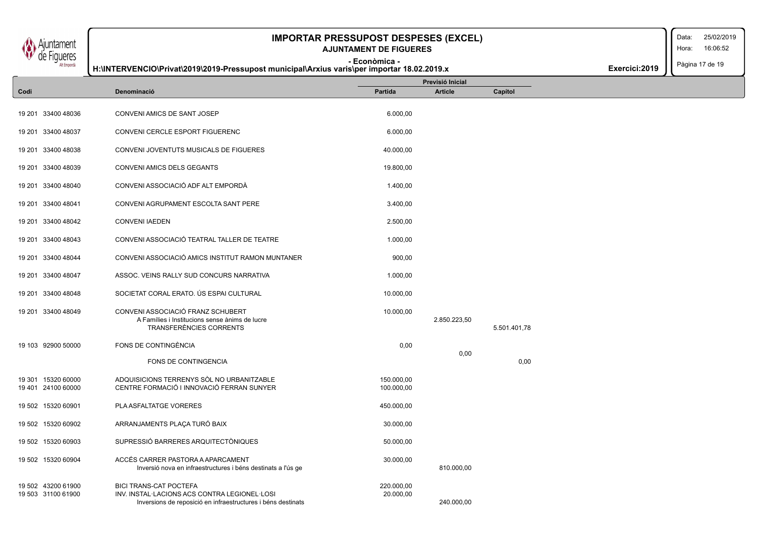| Codi | Denominació | Previsió Inicial | | |
|---|---|---|---|---|
| | | Partida | Article | Capítol |
| 19 201 33400 48036 | CONVENI AMICS DE SANT JOSEP | 6.000,00 | | |
| 19 201 33400 48037 | CONVENI CERCLE ESPORT FIGUERENC | 6.000,00 | | |
| 19 201 33400 48038 | CONVENI JOVENTUTS MUSICALS DE FIGUERES | 40.000,00 | | |
| 19 201 33400 48039 | CONVENI AMICS DELS GEGANTS | 19.800,00 | | |
| 19 201 33400 48040 | CONVENI ASSOCIACIÓ ADF ALT EMPORDÀ | 1.400,00 | | |
| 19 201 33400 48041 | CONVENI AGRUPAMENT ESCOLTA SANT PERE | 3.400,00 | | |
| 19 201 33400 48042 | CONVENI IAEDEN | 2.500,00 | | |
| 19 201 33400 48043 | CONVENI ASSOCIACIÓ TEATRAL TALLER DE TEATRE | 1.000,00 | | |
| 19 201 33400 48044 | CONVENI ASSOCIACIÓ AMICS INSTITUT RAMON MUNTANER | 900,00 | | |
| 19 201 33400 48047 | ASSOC. VEINS RALLY SUD CONCURS NARRATIVA | 1.000,00 | | |
| 19 201 33400 48048 | SOCIETAT CORAL ERATO. ÚS ESPAI CULTURAL | 10.000,00 | | |
| 19 201 33400 48049 | CONVENI ASSOCIACIÓ FRANZ SCHUBERT | 10.000,00 | | |
| | A Famílies i Institucions sense ànims de lucre | | 2.850.223,50 | |
| | TRANSFERÈNCIES CORRENTS | | | 5.501.401,78 |
| 19 103 92900 50000 | FONS DE CONTINGÈNCIA | 0,00 | | |
| | | | 0,00 | |
| | FONS DE CONTINGENCIA | | | 0,00 |
| 19 301 15320 60000 | ADQUISICIONS TERRENYS SÒL NO URBANITZABLE | 150.000,00 | | |
| 19 401 24100 60000 | CENTRE FORMACIÓ I INNOVACIÓ FERRAN SUNYER | 100.000,00 | | |
| 19 502 15320 60901 | PLA ASFALTATGE VORERES | 450.000,00 | | |
| 19 502 15320 60902 | ARRANJAMENTS PLAÇA TURÓ BAIX | 30.000,00 | | |
| 19 502 15320 60903 | SUPRESSIÓ BARRERES ARQUITECTÒNIQUES | 50.000,00 | | |
| 19 502 15320 60904 | ACCÉS CARRER PASTORA A APARCAMENT | 30.000,00 | | |
| | Inversió nova en infraestructures i béns destinats a l'ús ge | | 810.000,00 | |
| 19 502 43200 61900 | BICI TRANS-CAT POCTEFA | 220.000,00 | | |
| 19 503 31100 61900 | INV. INSTAL·LACIONS ACS CONTRA LEGIONEL·LOSI | 20.000,00 | | |
| | Inversions de reposició en infraestructures i béns destinats | | 240.000,00 | |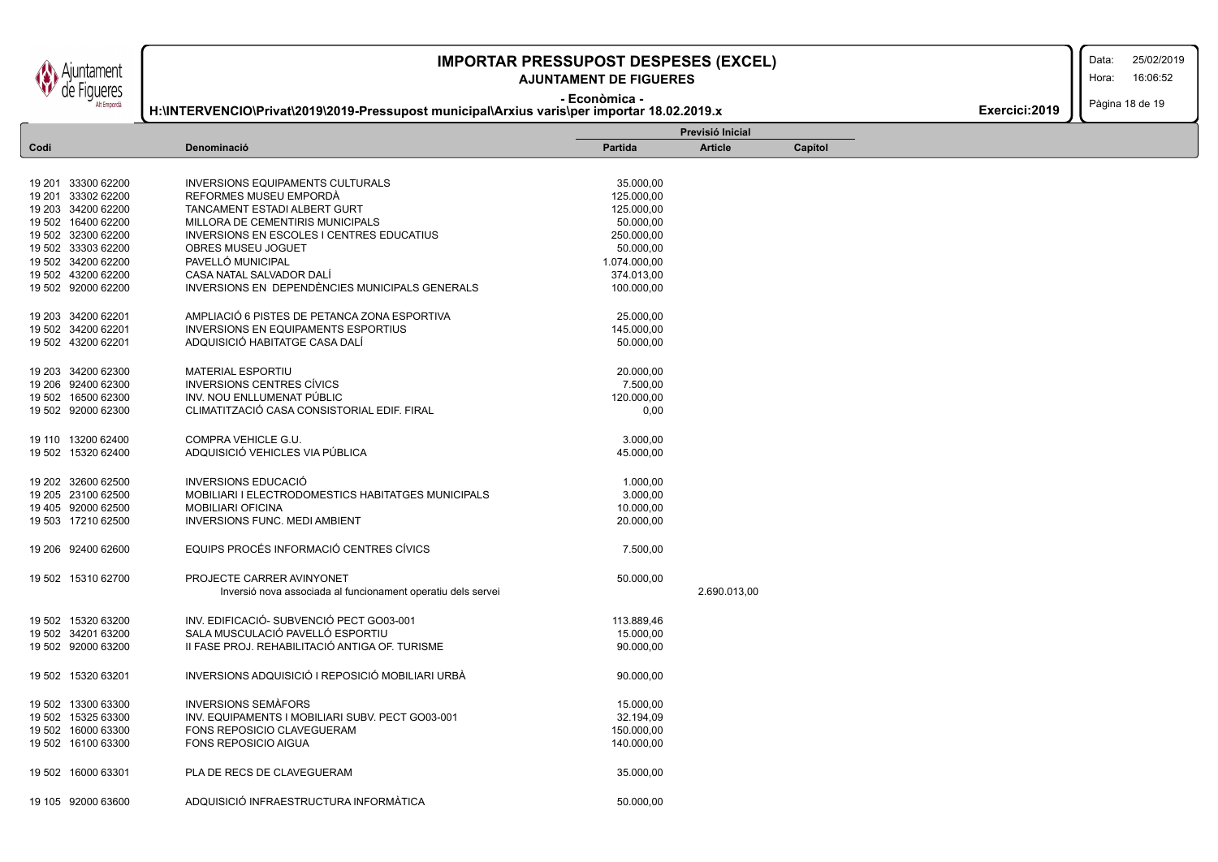| Codi | Denominació | Previsió Inicial | | |
|---|---|---|---|---|
| | | Partida | Article | Capítol |
| 19 201 33300 62200 | INVERSIONS EQUIPAMENTS CULTURALS | 35.000,00 | | |
| 19 201 33302 62200 | REFORMES MUSEU EMPORDÀ | 125.000,00 | | |
| 19 203 34200 62200 | TANCAMENT ESTADI ALBERT GURT | 125.000,00 | | |
| 19 502 16400 62200 | MILLORA DE CEMENTIRIS MUNICIPALS | 50.000,00 | | |
| 19 502 32300 62200 | INVERSIONS EN ESCOLES I CENTRES EDUCATIUS | 250.000,00 | | |
| 19 502 33303 62200 | OBRES MUSEU JOGUET | 50.000,00 | | |
| 19 502 34200 62200 | PAVELLÓ MUNICIPAL | 1.074.000,00 | | |
| 19 502 43200 62200 | CASA NATAL SALVADOR DALÍ | 374.013,00 | | |
| 19 502 92000 62200 | INVERSIONS EN DEPENDÈNCIES MUNICIPALS GENERALS | 100.000,00 | | |
| 19 203 34200 62201 | AMPLIACIÓ 6 PISTES DE PETANCA ZONA ESPORTIVA | 25.000,00 | | |
| 19 502 34200 62201 | INVERSIONS EN EQUIPAMENTS ESPORTIUS | 145.000,00 | | |
| 19 502 43200 62201 | ADQUISICIÓ HABITATGE CASA DALÍ | 50.000,00 | | |
| 19 203 34200 62300 | MATERIAL ESPORTIU | 20.000,00 | | |
| 19 206 92400 62300 | INVERSIONS CENTRES CÍVICS | 7.500,00 | | |
| 19 502 16500 62300 | INV. NOU ENLLUMENAT PÚBLIC | 120.000,00 | | |
| 19 502 92000 62300 | CLIMATITZACIÓ CASA CONSISTORIAL EDIF. FIRAL | 0,00 | | |
| 19 110 13200 62400 | COMPRA VEHICLE G.U. | 3.000,00 | | |
| 19 502 15320 62400 | ADQUISICIÓ VEHICLES VIA PÚBLICA | 45.000,00 | | |
| 19 202 32600 62500 | INVERSIONS EDUCACIÓ | 1.000,00 | | |
| 19 205 23100 62500 | MOBILIARI I ELECTRODOMESTICS HABITATGES MUNICIPALS | 3.000,00 | | |
| 19 405 92000 62500 | MOBILIARI OFICINA | 10.000,00 | | |
| 19 503 17210 62500 | INVERSIONS FUNC. MEDI AMBIENT | 20.000,00 | | |
| 19 206 92400 62600 | EQUIPS PROCÉS INFORMACIÓ CENTRES CÍVICS | 7.500,00 | | |
| 19 502 15310 62700 | PROJECTE CARRER AVINYONET | 50.000,00 | | |
| | Inversió nova associada al funcionament operatiu dels servei | | 2.690.013,00 | |
| 19 502 15320 63200 | INV. EDIFICACIÓ- SUBVENCIÓ PECT GO03-001 | 113.889,46 | | |
| 19 502 34201 63200 | SALA MUSCULACIÓ PAVELLÓ ESPORTIU | 15.000,00 | | |
| 19 502 92000 63200 | II FASE PROJ. REHABILITACIÓ ANTIGA OF. TURISME | 90.000,00 | | |
| 19 502 15320 63201 | INVERSIONS ADQUISICIÓ I REPOSICIÓ MOBILIARI URBÀ | 90.000,00 | | |
| 19 502 13300 63300 | INVERSIONS SEMÀFORS | 15.000,00 | | |
| 19 502 15325 63300 | INV. EQUIPAMENTS I MOBILIARI SUBV. PECT GO03-001 | 32.194,09 | | |
| 19 502 16000 63300 | FONS REPOSICIO CLAVEGUERAM | 150.000,00 | | |
| 19 502 16100 63300 | FONS REPOSICIO AIGUA | 140.000,00 | | |
| 19 502 16000 63301 | PLA DE RECS DE CLAVEGUERAM | 35.000,00 | | |
| 19 105 92000 63600 | ADQUISICIÓ INFRAESTRUCTURA INFORMÀTICA | 50.000,00 | | |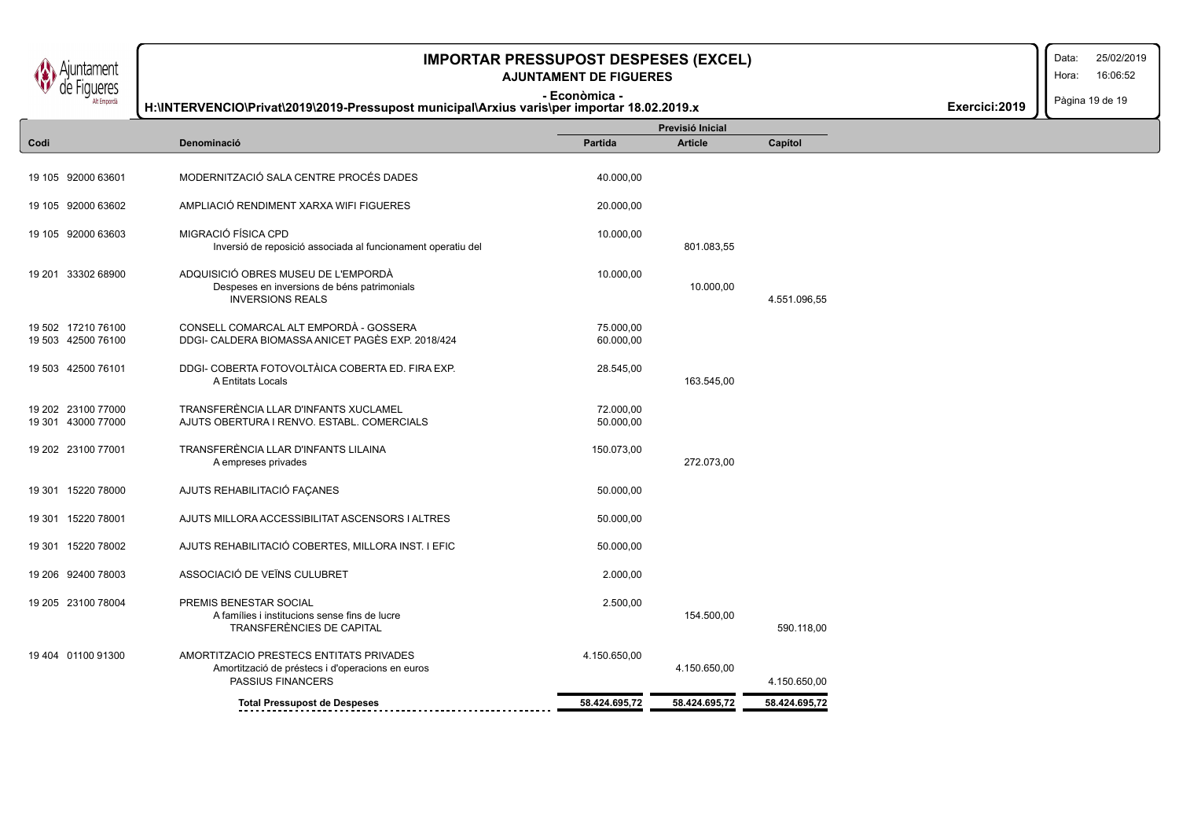| Codi | Denominació | Partida | Article | Capítol |
|---|---|---|---|---|
| | | Previsió Inicial | | |
| 19 105 92000 63601 | MODERNITZACIÓ SALA CENTRE PROCÉS DADES | 40.000,00 | | |
| 19 105 92000 63602 | AMPLIACIÓ RENDIMENT XARXA WIFI FIGUERES | 20.000,00 | | |
| 19 105 92000 63603 | MIGRACIÓ FÍSICA CPD | 10.000,00 | | |
| | Inversió de reposició associada al funcionament operatiu del | | 801.083,55 | |
| 19 201 33302 68900 | ADQUISICIÓ OBRES MUSEU DE L'EMPORDÀ | 10.000,00 | | |
| | Despeses en inversions de béns patrimonials | | 10.000,00 | |
| | INVERSIONS REALS | | | 4.551.096,55 |
| 19 502 17210 76100 | CONSELL COMARCAL ALT EMPORDÀ - GOSSERA | 75.000,00 | | |
| 19 503 42500 76100 | DDGI- CALDERA BIOMASSA ANICET PAGÈS EXP. 2018/424 | 60.000,00 | | |
| 19 503 42500 76101 | DDGI- COBERTA FOTOVOLTÀICA COBERTA ED. FIRA EXP. | 28.545,00 | | |
| | A Entitats Locals | | 163.545,00 | |
| 19 202 23100 77000 | TRANSFERÈNCIA LLAR D'INFANTS XUCLAMEL | 72.000,00 | | |
| 19 301 43000 77000 | AJUTS OBERTURA I RENVO. ESTABL. COMERCIALS | 50.000,00 | | |
| 19 202 23100 77001 | TRANSFERÈNCIA LLAR D'INFANTS LILAINA | 150.073,00 | | |
| | A empreses privades | | 272.073,00 | |
| 19 301 15220 78000 | AJUTS REHABILITACIÓ FAÇANES | 50.000,00 | | |
| 19 301 15220 78001 | AJUTS MILLORA ACCESSIBILITAT ASCENSORS I ALTRES | 50.000,00 | | |
| 19 301 15220 78002 | AJUTS REHABILITACIÓ COBERTES, MILLORA INST. I EFIC | 50.000,00 | | |
| 19 206 92400 78003 | ASSOCIACIÓ DE VEÏNS CULUBRET | 2.000,00 | | |
| 19 205 23100 78004 | PREMIS BENESTAR SOCIAL | 2.500,00 | | |
| | A famílies i institucions sense fins de lucre | | 154.500,00 | |
| | TRANSFERÈNCIES DE CAPITAL | | | 590.118,00 |
| 19 404 01100 91300 | AMORTITZACIO PRESTECS ENTITATS PRIVADES | 4.150.650,00 | | |
| | Amortització de préstecs i d'operacions en euros | | 4.150.650,00 | |
| | PASSIUS FINANCERS | | | 4.150.650,00 |
| | **Total Pressupost de Despeses** | **58.424.695,72** | **58.424.695,72** | **58.424.695,72** |